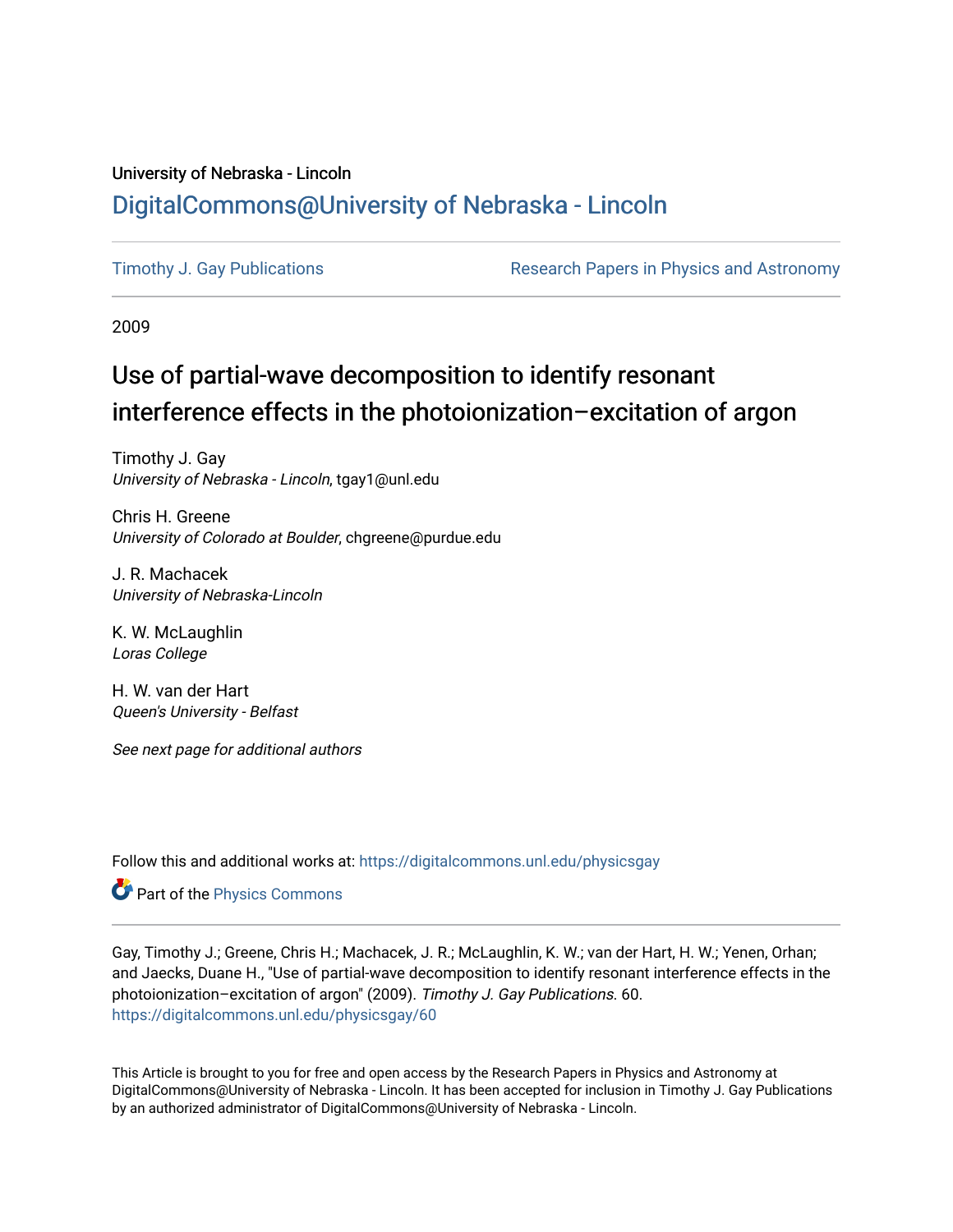University of Nebraska - Lincoln

## DigitalCommons@University of Nebraska - Lincoln

Timothy J. Gay Publications

Research Papers in Physics and Astronomy

2009

# Use of partial-wave decomposition to identify resonant interference effects in the photoionization–excitation of argon

Timothy J. Gay
*University of Nebraska - Lincoln*, tgay1@unl.edu

Chris H. Greene
*University of Colorado at Boulder*, chgreene@purdue.edu

J. R. Machacek
*University of Nebraska-Lincoln*

K. W. McLaughlin
*Loras College*

H. W. van der Hart
*Queen's University - Belfast*

*See next page for additional authors*

Follow this and additional works at: https://digitalcommons.unl.edu/physicsgay

Part of the Physics Commons

Gay, Timothy J.; Greene, Chris H.; Machacek, J. R.; McLaughlin, K. W.; van der Hart, H. W.; Yenen, Orhan; and Jaecks, Duane H., "Use of partial-wave decomposition to identify resonant interference effects in the photoionization–excitation of argon" (2009). *Timothy J. Gay Publications*. 60.
https://digitalcommons.unl.edu/physicsgay/60

This Article is brought to you for free and open access by the Research Papers in Physics and Astronomy at DigitalCommons@University of Nebraska - Lincoln. It has been accepted for inclusion in Timothy J. Gay Publications by an authorized administrator of DigitalCommons@University of Nebraska - Lincoln.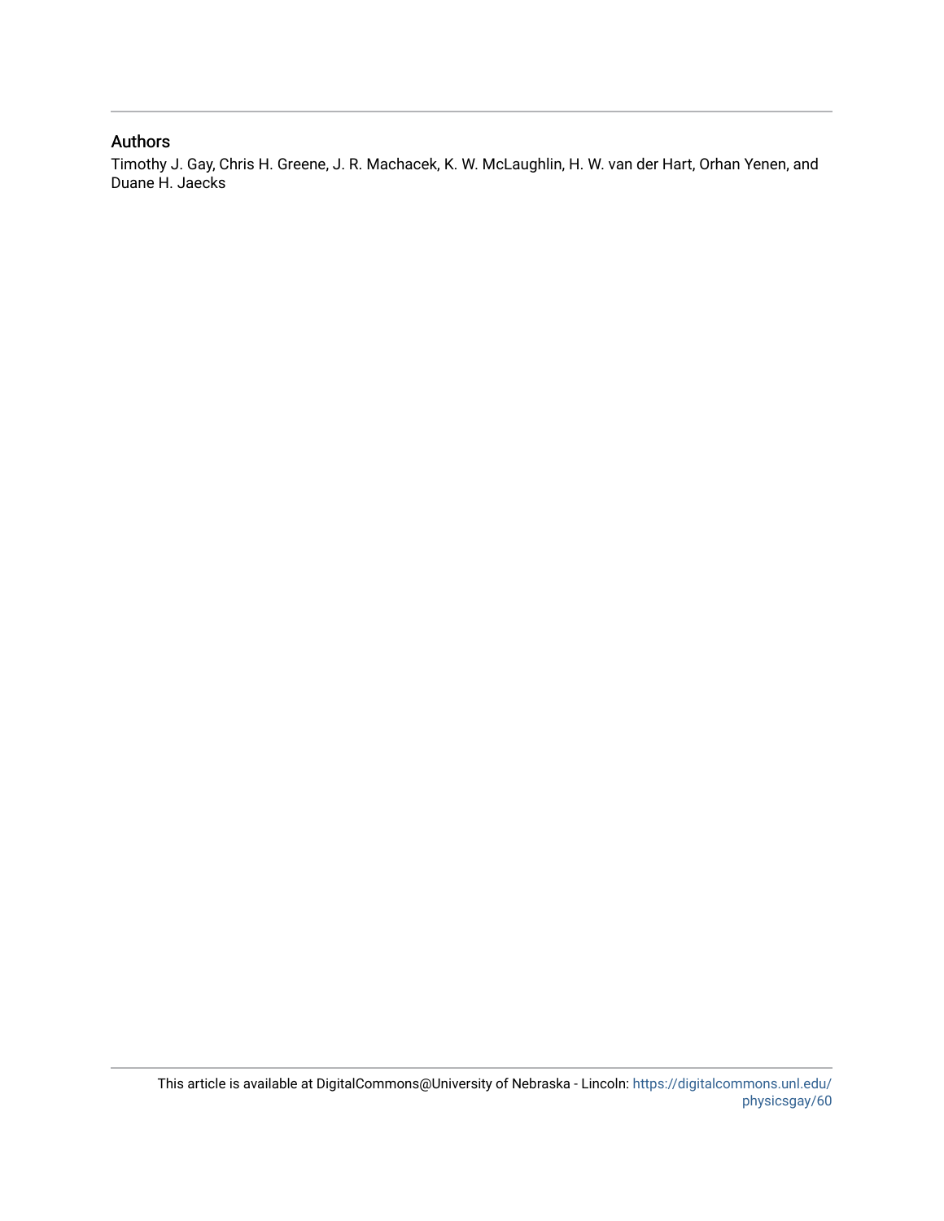## Authors

Timothy J. Gay, Chris H. Greene, J. R. Machacek, K. W. McLaughlin, H. W. van der Hart, Orhan Yenen, and Duane H. Jaecks

This article is available at DigitalCommons@University of Nebraska - Lincoln: https://digitalcommons.unl.edu/physicsgay/60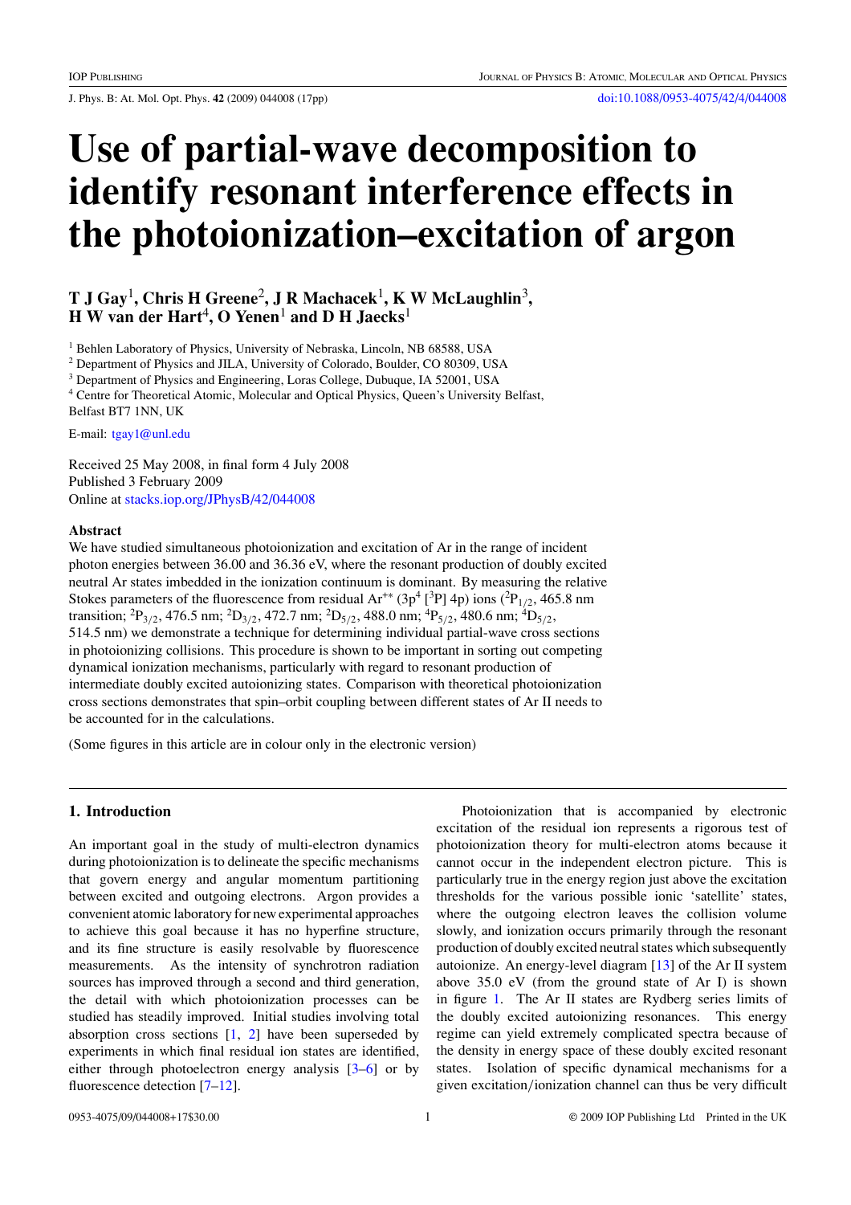# Use of partial-wave decomposition to identify resonant interference effects in the photoionization–excitation of argon

**T J Gay[1], Chris H Greene[2], J R Machacek[1], K W McLaughlin[3], H W van der Hart[4], O Yenen[1] and D H Jaecks[1]**

[1] Behlen Laboratory of Physics, University of Nebraska, Lincoln, NB 68588, USA
[2] Department of Physics and JILA, University of Colorado, Boulder, CO 80309, USA
[3] Department of Physics and Engineering, Loras College, Dubuque, IA 52001, USA
[4] Centre for Theoretical Atomic, Molecular and Optical Physics, Queen's University Belfast, Belfast BT7 1NN, UK

E-mail: tgay1@unl.edu

Received 25 May 2008, in final form 4 July 2008
Published 3 February 2009
Online at stacks.iop.org/JPhysB/42/044008

### Abstract

We have studied simultaneous photoionization and excitation of Ar in the range of incident photon energies between 36.00 and 36.36 eV, where the resonant production of doubly excited neutral Ar states imbedded in the ionization continuum is dominant. By measuring the relative Stokes parameters of the fluorescence from residual $Ar^{+*}$ ($3p^4$ [$^3P$] 4p) ions ($^2P_{1/2}$, 465.8 nm transition; $^2P_{3/2}$, 476.5 nm; $^2D_{3/2}$, 472.7 nm; $^2D_{5/2}$, 488.0 nm; $^4P_{5/2}$, 480.6 nm; $^4D_{5/2}$, 514.5 nm) we demonstrate a technique for determining individual partial-wave cross sections in photoionizing collisions. This procedure is shown to be important in sorting out competing dynamical ionization mechanisms, particularly with regard to resonant production of intermediate doubly excited autoionizing states. Comparison with theoretical photoionization cross sections demonstrates that spin–orbit coupling between different states of Ar II needs to be accounted for in the calculations.

(Some figures in this article are in colour only in the electronic version)

## 1. Introduction

An important goal in the study of multi-electron dynamics during photoionization is to delineate the specific mechanisms that govern energy and angular momentum partitioning between excited and outgoing electrons. Argon provides a convenient atomic laboratory for new experimental approaches to achieve this goal because it has no hyperfine structure, and its fine structure is easily resolvable by fluorescence measurements. As the intensity of synchrotron radiation sources has improved through a second and third generation, the detail with which photoionization processes can be studied has steadily improved. Initial studies involving total absorption cross sections [1, 2] have been superseded by experiments in which final residual ion states are identified, either through photoelectron energy analysis [3–6] or by fluorescence detection [7–12].

Photoionization that is accompanied by electronic excitation of the residual ion represents a rigorous test of photoionization theory for multi-electron atoms because it cannot occur in the independent electron picture. This is particularly true in the energy region just above the excitation thresholds for the various possible ionic 'satellite' states, where the outgoing electron leaves the collision volume slowly, and ionization occurs primarily through the resonant production of doubly excited neutral states which subsequently autoionize. An energy-level diagram [13] of the Ar II system above 35.0 eV (from the ground state of Ar I) is shown in figure 1. The Ar II states are Rydberg series limits of the doubly excited autoionizing resonances. This energy regime can yield extremely complicated spectra because of the density in energy space of these doubly excited resonant states. Isolation of specific dynamical mechanisms for a given excitation/ionization channel can thus be very difficult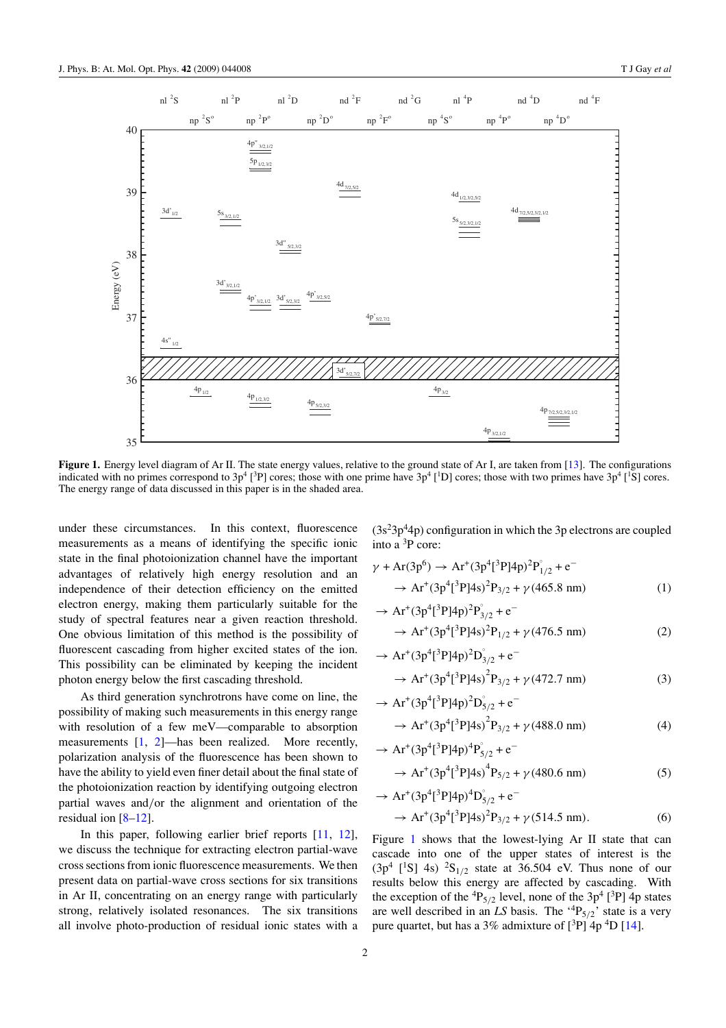**Figure 1.** Energy level diagram of Ar II. The state energy values, relative to the ground state of Ar I, are taken from [13]. The configurations indicated with no primes correspond to $3p^4$ [$^3$P] cores; those with one prime have $3p^4$ [$^1$D] cores; those with two primes have $3p^4$ [$^1$S] cores. The energy range of data discussed in this paper is in the shaded area.

under these circumstances. In this context, fluorescence measurements as a means of identifying the specific ionic state in the final photoionization channel have the important advantages of relatively high energy resolution and an independence of their detection efficiency on the emitted electron energy, making them particularly suitable for the study of spectral features near a given reaction threshold. One obvious limitation of this method is the possibility of fluorescent cascading from higher excited states of the ion. This possibility can be eliminated by keeping the incident photon energy below the first cascading threshold.

As third generation synchrotrons have come on line, the possibility of making such measurements in this energy range with resolution of a few meV—comparable to absorption measurements [1, 2]—has been realized. More recently, polarization analysis of the fluorescence has been shown to have the ability to yield even finer detail about the final state of the photoionization reaction by identifying outgoing electron partial waves and/or the alignment and orientation of the residual ion [8–12].

In this paper, following earlier brief reports [11, 12], we discuss the technique for extracting electron partial-wave cross sections from ionic fluorescence measurements. We then present data on partial-wave cross sections for six transitions in Ar II, concentrating on an energy range with particularly strong, relatively isolated resonances. The six transitions all involve photo-production of residual ionic states with a ($3s^2 3p^4 4p$) configuration in which the 3p electrons are coupled into a $^3$P core:

$$\gamma + \mathrm{Ar}(3p^6) \rightarrow \mathrm{Ar}^+(3p^4[^3P]4p)^2P^\circ_{1/2} + e^- \rightarrow \mathrm{Ar}^+(3p^4[^3P]4s)^2P_{3/2} + \gamma\,(465.8\ \mathrm{nm}) \quad (1)$$

$$\rightarrow \mathrm{Ar}^+(3p^4[^3P]4p)^2P^\circ_{3/2} + e^- \rightarrow \mathrm{Ar}^+(3p^4[^3P]4s)^2P_{1/2} + \gamma\,(476.5\ \mathrm{nm}) \quad (2)$$

$$\rightarrow \mathrm{Ar}^+(3p^4[^3P]4p)^2D^\circ_{3/2} + e^- \rightarrow \mathrm{Ar}^+(3p^4[^3P]4s)^2P_{3/2} + \gamma\,(472.7\ \mathrm{nm}) \quad (3)$$

$$\rightarrow \mathrm{Ar}^+(3p^4[^3P]4p)^2D^\circ_{5/2} + e^- \rightarrow \mathrm{Ar}^+(3p^4[^3P]4s)^2P_{3/2} + \gamma\,(488.0\ \mathrm{nm}) \quad (4)$$

$$\rightarrow \mathrm{Ar}^+(3p^4[^3P]4p)^4P^\circ_{5/2} + e^- \rightarrow \mathrm{Ar}^+(3p^4[^3P]4s)^4P_{5/2} + \gamma\,(480.6\ \mathrm{nm}) \quad (5)$$

$$\rightarrow \mathrm{Ar}^+(3p^4[^3P]4p)^4D^\circ_{5/2} + e^- \rightarrow \mathrm{Ar}^+(3p^4[^3P]4s)^2P_{3/2} + \gamma\,(514.5\ \mathrm{nm}). \quad (6)$$

Figure 1 shows that the lowest-lying Ar II state that can cascade into one of the upper states of interest is the ($3p^4$ [$^1$S] 4s) $^2S_{1/2}$ state at 36.504 eV. Thus none of our results below this energy are affected by cascading. With the exception of the $^4P_{5/2}$ level, none of the $3p^4$ [$^3$P] 4p states are well described in an *LS* basis. The '$^4P_{5/2}$' state is a very pure quartet, but has a 3% admixture of [$^3$P] 4p $^4$D [14].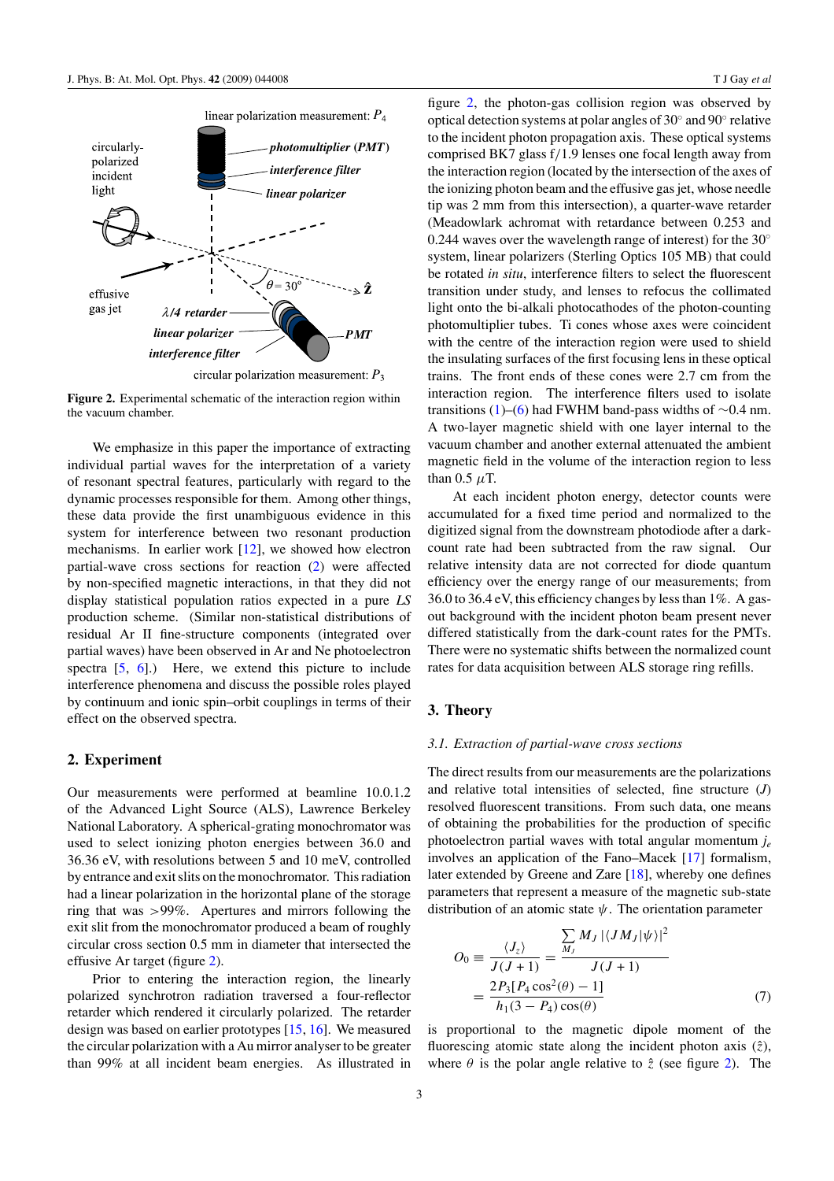**Figure 2.** Experimental schematic of the interaction region within the vacuum chamber.

We emphasize in this paper the importance of extracting individual partial waves for the interpretation of a variety of resonant spectral features, particularly with regard to the dynamic processes responsible for them. Among other things, these data provide the first unambiguous evidence in this system for interference between two resonant production mechanisms. In earlier work [12], we showed how electron partial-wave cross sections for reaction (2) were affected by non-specified magnetic interactions, in that they did not display statistical population ratios expected in a pure *LS* production scheme. (Similar non-statistical distributions of residual Ar II fine-structure components (integrated over partial waves) have been observed in Ar and Ne photoelectron spectra [5, 6].) Here, we extend this picture to include interference phenomena and discuss the possible roles played by continuum and ionic spin–orbit couplings in terms of their effect on the observed spectra.

## 2. Experiment

Our measurements were performed at beamline 10.0.1.2 of the Advanced Light Source (ALS), Lawrence Berkeley National Laboratory. A spherical-grating monochromator was used to select ionizing photon energies between 36.0 and 36.36 eV, with resolutions between 5 and 10 meV, controlled by entrance and exit slits on the monochromator. This radiation had a linear polarization in the horizontal plane of the storage ring that was >99%. Apertures and mirrors following the exit slit from the monochromator produced a beam of roughly circular cross section 0.5 mm in diameter that intersected the effusive Ar target (figure 2).

Prior to entering the interaction region, the linearly polarized synchrotron radiation traversed a four-reflector retarder which rendered it circularly polarized. The retarder design was based on earlier prototypes [15, 16]. We measured the circular polarization with a Au mirror analyser to be greater than 99% at all incident beam energies. As illustrated in figure 2, the photon-gas collision region was observed by optical detection systems at polar angles of 30° and 90° relative to the incident photon propagation axis. These optical systems comprised BK7 glass f/1.9 lenses one focal length away from the interaction region (located by the intersection of the axes of the ionizing photon beam and the effusive gas jet, whose needle tip was 2 mm from this intersection), a quarter-wave retarder (Meadowlark achromat with retardance between 0.253 and 0.244 waves over the wavelength range of interest) for the 30° system, linear polarizers (Sterling Optics 105 MB) that could be rotated *in situ*, interference filters to select the fluorescent transition under study, and lenses to refocus the collimated light onto the bi-alkali photocathodes of the photon-counting photomultiplier tubes. Ti cones whose axes were coincident with the centre of the interaction region were used to shield the insulating surfaces of the first focusing lens in these optical trains. The front ends of these cones were 2.7 cm from the interaction region. The interference filters used to isolate transitions (1)–(6) had FWHM band-pass widths of ∼0.4 nm. A two-layer magnetic shield with one layer internal to the vacuum chamber and another external attenuated the ambient magnetic field in the volume of the interaction region to less than 0.5 $\mu$T.

At each incident photon energy, detector counts were accumulated for a fixed time period and normalized to the digitized signal from the downstream photodiode after a dark-count rate had been subtracted from the raw signal. Our relative intensity data are not corrected for diode quantum efficiency over the energy range of our measurements; from 36.0 to 36.4 eV, this efficiency changes by less than 1%. A gas-out background with the incident photon beam present never differed statistically from the dark-count rates for the PMTs. There were no systematic shifts between the normalized count rates for data acquisition between ALS storage ring refills.

## 3. Theory

### *3.1. Extraction of partial-wave cross sections*

The direct results from our measurements are the polarizations and relative total intensities of selected, fine structure ($J$) resolved fluorescent transitions. From such data, one means of obtaining the probabilities for the production of specific photoelectron partial waves with total angular momentum $j_e$ involves an application of the Fano–Macek [17] formalism, later extended by Greene and Zare [18], whereby one defines parameters that represent a measure of the magnetic sub-state distribution of an atomic state $\psi$. The orientation parameter

$$O_0 \equiv \frac{\langle J_z \rangle}{J(J+1)} = \frac{\sum_{M_J} M_J \, |\langle J M_J | \psi \rangle|^2}{J(J+1)} = \frac{2P_3[P_4\cos^2(\theta) - 1]}{h_1(3 - P_4)\cos(\theta)} \tag{7}$$

is proportional to the magnetic dipole moment of the fluorescing atomic state along the incident photon axis ($\hat{z}$), where $\theta$ is the polar angle relative to $\hat{z}$ (see figure 2). The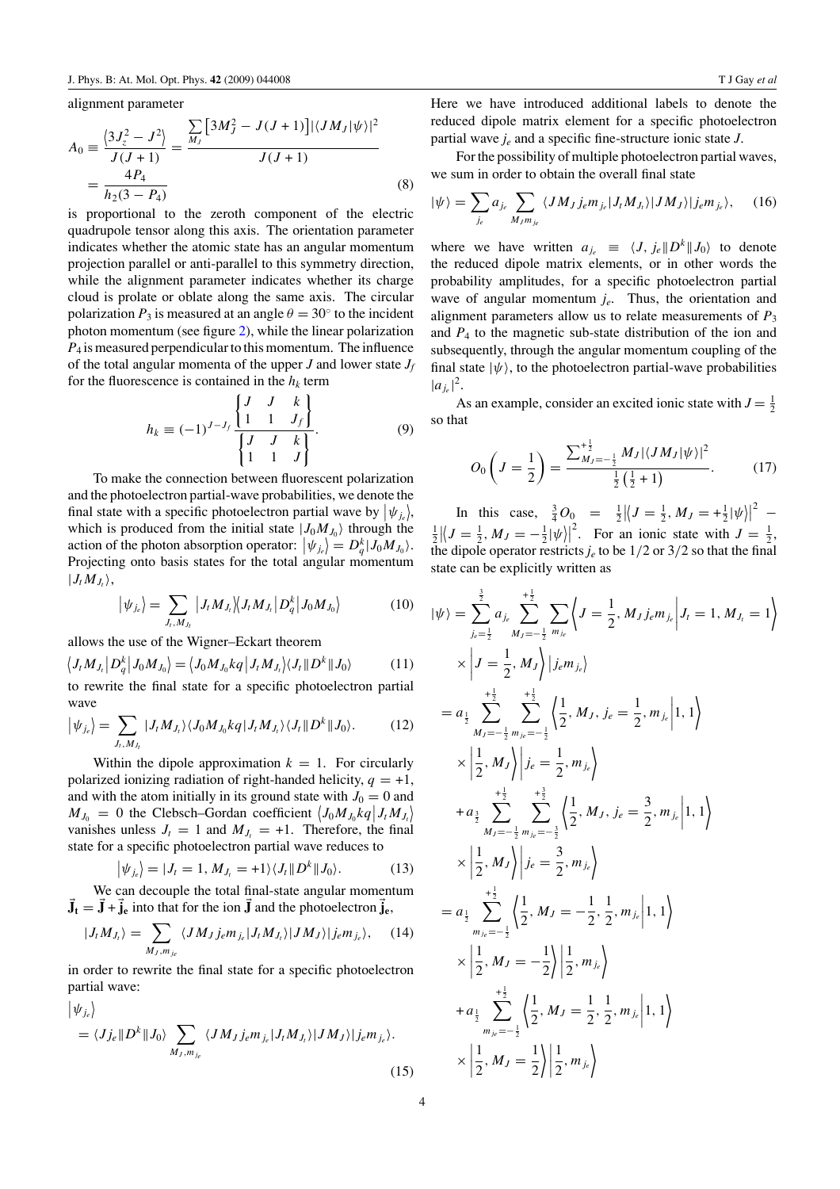alignment parameter

$$A_0 \equiv \frac{\left\langle 3J_z^2 - J^2 \right\rangle}{J(J+1)} = \frac{\sum_{M_J} \left[3M_J^2 - J(J+1)\right] |\langle JM_J|\psi\rangle|^2}{J(J+1)} = \frac{4P_4}{h_2(3-P_4)} \tag{8}$$

is proportional to the zeroth component of the electric quadrupole tensor along this axis. The orientation parameter indicates whether the atomic state has an angular momentum projection parallel or anti-parallel to this symmetry direction, while the alignment parameter indicates whether its charge cloud is prolate or oblate along the same axis. The circular polarization $P_3$ is measured at an angle $\theta = 30^\circ$ to the incident photon momentum (see figure 2), while the linear polarization $P_4$ is measured perpendicular to this momentum. The influence of the total angular momenta of the upper $J$ and lower state $J_f$ for the fluorescence is contained in the $h_k$ term

$$h_k \equiv (-1)^{J-J_f} \frac{\begin{Bmatrix} J & J & k \\ 1 & 1 & J_f \end{Bmatrix}}{\begin{Bmatrix} J & J & k \\ 1 & 1 & J \end{Bmatrix}}. \tag{9}$$

To make the connection between fluorescent polarization and the photoelectron partial-wave probabilities, we denote the final state with a specific photoelectron partial wave by $|\psi_{j_e}\rangle$, which is produced from the initial state $|J_0 M_{J_0}\rangle$ through the action of the photon absorption operator: $|\psi_{j_e}\rangle = D_q^k |J_0 M_{J_0}\rangle$. Projecting onto basis states for the total angular momentum $|J_t M_{J_t}\rangle$,

$$|\psi_{j_e}\rangle = \sum_{J_t, M_{J_t}} |J_t M_{J_t}\rangle\langle J_t M_{J_t}| D_q^k |J_0 M_{J_0}\rangle \tag{10}$$

allows the use of the Wigner–Eckart theorem

$$\langle J_t M_{J_t}| D_q^k |J_0 M_{J_0}\rangle = \langle J_0 M_{J_0} kq | J_t M_{J_t}\rangle \langle J_t \| D^k \| J_0\rangle \tag{11}$$

to rewrite the final state for a specific photoelectron partial wave

$$|\psi_{j_e}\rangle = \sum_{J_t, M_{J_t}} |J_t M_{J_t}\rangle \langle J_0 M_{J_0} kq | J_t M_{J_t}\rangle \langle J_t \| D^k \| J_0\rangle. \tag{12}$$

Within the dipole approximation $k = 1$. For circularly polarized ionizing radiation of right-handed helicity, $q = +1$, and with the atom initially in its ground state with $J_0 = 0$ and $M_{J_0} = 0$ the Clebsch–Gordan coefficient $\langle J_0 M_{J_0} kq | J_t M_{J_t}\rangle$ vanishes unless $J_t = 1$ and $M_{J_t} = +1$. Therefore, the final state for a specific photoelectron partial wave reduces to

$$|\psi_{j_e}\rangle = |J_t = 1, M_{J_t} = +1\rangle \langle J_t \| D^k \| J_0\rangle. \tag{13}$$

We can decouple the total final-state angular momentum $\vec{\mathbf{J}}_\mathbf{t} = \vec{\mathbf{J}} + \vec{\mathbf{j}}_\mathbf{e}$ into that for the ion $\vec{\mathbf{J}}$ and the photoelectron $\vec{\mathbf{j}}_\mathbf{e}$,

$$|J_t M_{J_t}\rangle = \sum_{M_J, m_{j_e}} \langle J M_J j_e m_{j_e} | J_t M_{J_t}\rangle |J M_J\rangle |j_e m_{j_e}\rangle, \tag{14}$$

in order to rewrite the final state for a specific photoelectron partial wave:

$$|\psi_{j_e}\rangle = \langle J j_e \| D^k \| J_0\rangle \sum_{M_J, m_{j_e}} \langle J M_J j_e m_{j_e} | J_t M_{J_t}\rangle |J M_J\rangle |j_e m_{j_e}\rangle. \tag{15}$$

Here we have introduced additional labels to denote the reduced dipole matrix element for a specific photoelectron partial wave $j_e$ and a specific fine-structure ionic state $J$.

For the possibility of multiple photoelectron partial waves, we sum in order to obtain the overall final state

$$|\psi\rangle = \sum_{j_e} a_{j_e} \sum_{M_J m_{j_e}} \langle J M_J j_e m_{j_e} | J_t M_{J_t}\rangle |J M_J\rangle |j_e m_{j_e}\rangle, \tag{16}$$

where we have written $a_{j_e} \equiv \langle J, j_e \| D^k \| J_0\rangle$ to denote the reduced dipole matrix elements, or in other words the probability amplitudes, for a specific photoelectron partial wave of angular momentum $j_e$. Thus, the orientation and alignment parameters allow us to relate measurements of $P_3$ and $P_4$ to the magnetic sub-state distribution of the ion and subsequently, through the angular momentum coupling of the final state $|\psi\rangle$, to the photoelectron partial-wave probabilities $|a_{j_e}|^2$.

As an example, consider an excited ionic state with $J = \frac{1}{2}$ so that

$$O_0\left(J = \frac{1}{2}\right) = \frac{\sum_{M_J=-\frac{1}{2}}^{+\frac{1}{2}} M_J |\langle J M_J|\psi\rangle|^2}{\frac{1}{2}\left(\frac{1}{2}+1\right)}. \tag{17}$$

In this case, $\frac{3}{4}O_0 = \frac{1}{2}\left|\langle J = \frac{1}{2}, M_J = +\frac{1}{2}|\psi\rangle\right|^2 - \frac{1}{2}\left|\langle J = \frac{1}{2}, M_J = -\frac{1}{2}|\psi\rangle\right|^2$. For an ionic state with $J = \frac{1}{2}$, the dipole operator restricts $j_e$ to be $1/2$ or $3/2$ so that the final state can be explicitly written as

$$\begin{aligned}
|\psi\rangle &= \sum_{j_e=\frac{1}{2}}^{\frac{3}{2}} a_{j_e} \sum_{M_J=-\frac{1}{2}}^{+\frac{1}{2}} \sum_{m_{j_e}} \left\langle J = \frac{1}{2}, M_J j_e m_{j_e} \middle| J_t = 1, M_{J_t} = 1 \right\rangle \\
&\quad \times \left| J = \frac{1}{2}, M_J \right\rangle |j_e m_{j_e}\rangle \\
&= a_{\frac{1}{2}} \sum_{M_J=-\frac{1}{2}}^{+\frac{1}{2}} \sum_{m_{j_e}=-\frac{1}{2}}^{+\frac{1}{2}} \left\langle \frac{1}{2}, M_J, j_e = \frac{1}{2}, m_{j_e} \middle| 1, 1 \right\rangle \\
&\quad \times \left| \frac{1}{2}, M_J \right\rangle \left| j_e = \frac{1}{2}, m_{j_e} \right\rangle \\
&\quad + a_{\frac{3}{2}} \sum_{M_J=-\frac{1}{2}}^{+\frac{1}{2}} \sum_{m_{j_e}=-\frac{3}{2}}^{+\frac{3}{2}} \left\langle \frac{1}{2}, M_J, j_e = \frac{3}{2}, m_{j_e} \middle| 1, 1 \right\rangle \\
&\quad \times \left| \frac{1}{2}, M_J \right\rangle \left| j_e = \frac{3}{2}, m_{j_e} \right\rangle \\
&= a_{\frac{1}{2}} \sum_{m_{j_e}=-\frac{1}{2}}^{+\frac{1}{2}} \left\langle \frac{1}{2}, M_J = -\frac{1}{2}, \frac{1}{2}, m_{j_e} \middle| 1, 1 \right\rangle \\
&\quad \times \left| \frac{1}{2}, M_J = -\frac{1}{2} \right\rangle \left| \frac{1}{2}, m_{j_e} \right\rangle \\
&\quad + a_{\frac{1}{2}} \sum_{m_{j_e}=-\frac{1}{2}}^{+\frac{1}{2}} \left\langle \frac{1}{2}, M_J = \frac{1}{2}, \frac{1}{2}, m_{j_e} \middle| 1, 1 \right\rangle \\
&\quad \times \left| \frac{1}{2}, M_J = \frac{1}{2} \right\rangle \left| \frac{1}{2}, m_{j_e} \right\rangle
\end{aligned}$$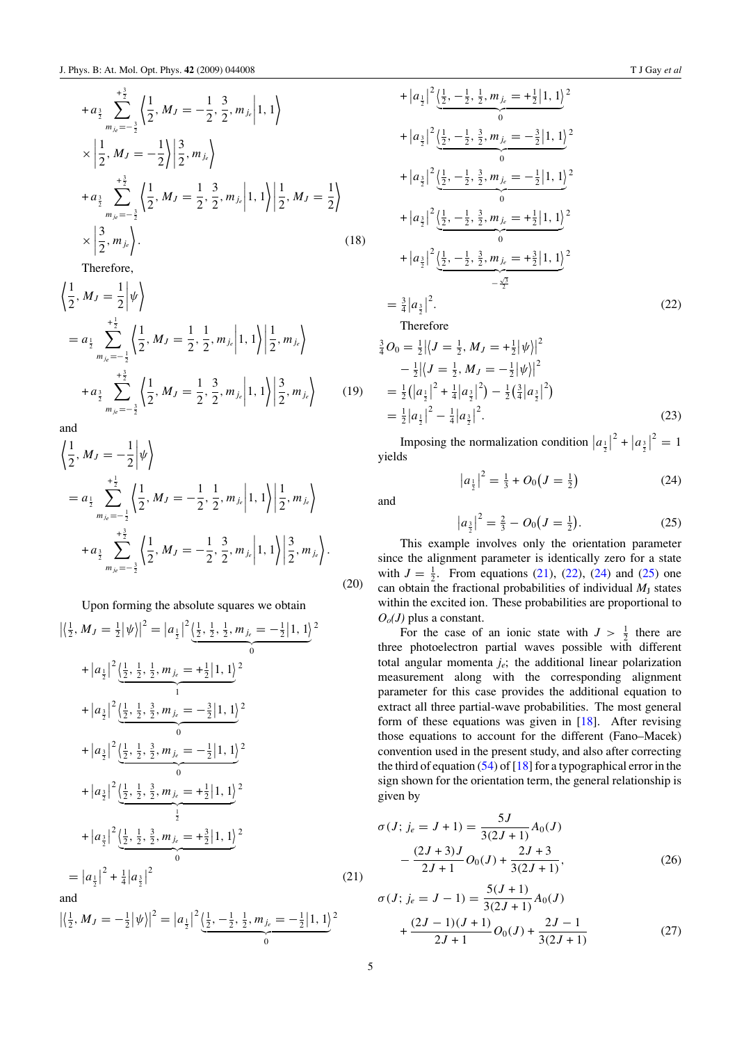$$+ a_{\frac{3}{2}} \sum_{m_{j_e}=-\frac{3}{2}}^{+\frac{3}{2}} \left\langle \frac{1}{2}, M_J = -\frac{1}{2}, \frac{3}{2}, m_{j_e} \middle| 1, 1 \right\rangle \times \left| \frac{1}{2}, M_J = -\frac{1}{2} \right\rangle \left| \frac{3}{2}, m_{j_e} \right\rangle + a_{\frac{3}{2}} \sum_{m_{j_e}=-\frac{3}{2}}^{+\frac{3}{2}} \left\langle \frac{1}{2}, M_J = \frac{1}{2}, \frac{3}{2}, m_{j_e} \middle| 1, 1 \right\rangle \left| \frac{1}{2}, M_J = \frac{1}{2} \right\rangle \times \left| \frac{3}{2}, m_{j_e} \right\rangle . \quad (18)$$

Therefore,

$$\left\langle \frac{1}{2}, M_J = \frac{1}{2} \middle| \psi \right\rangle = a_{\frac{1}{2}} \sum_{m_{j_e}=-\frac{1}{2}}^{+\frac{1}{2}} \left\langle \frac{1}{2}, M_J = \frac{1}{2}, \frac{1}{2}, m_{j_e} \middle| 1, 1 \right\rangle \left| \frac{1}{2}, m_{j_e} \right\rangle + a_{\frac{3}{2}} \sum_{m_{j_e}=-\frac{3}{2}}^{+\frac{3}{2}} \left\langle \frac{1}{2}, M_J = \frac{1}{2}, \frac{3}{2}, m_{j_e} \middle| 1, 1 \right\rangle \left| \frac{3}{2}, m_{j_e} \right\rangle \quad (19)$$

and

$$\left\langle \frac{1}{2}, M_J = -\frac{1}{2} \middle| \psi \right\rangle = a_{\frac{1}{2}} \sum_{m_{j_e}=-\frac{1}{2}}^{+\frac{1}{2}} \left\langle \frac{1}{2}, M_J = -\frac{1}{2}, \frac{1}{2}, m_{j_e} \middle| 1, 1 \right\rangle \left| \frac{1}{2}, m_{j_e} \right\rangle + a_{\frac{3}{2}} \sum_{m_{j_e}=-\frac{3}{2}}^{+\frac{3}{2}} \left\langle \frac{1}{2}, M_J = -\frac{1}{2}, \frac{3}{2}, m_{j_e} \middle| 1, 1 \right\rangle \left| \frac{3}{2}, m_{j_e} \right\rangle . \quad (20)$$

Upon forming the absolute squares we obtain

$$\begin{aligned}
\left|\left\langle \tfrac{1}{2}, M_J = \tfrac{1}{2} \middle| \psi \right\rangle\right|^2 &= \left|a_{\frac{1}{2}}\right|^2 \underbrace{\left\langle \tfrac{1}{2}, \tfrac{1}{2}, \tfrac{1}{2}, m_{j_e} = -\tfrac{1}{2} \middle| 1, 1 \right\rangle^2}_{0} \\
&+ \left|a_{\frac{1}{2}}\right|^2 \underbrace{\left\langle \tfrac{1}{2}, \tfrac{1}{2}, \tfrac{1}{2}, m_{j_e} = +\tfrac{1}{2} \middle| 1, 1 \right\rangle^2}_{1} \\
&+ \left|a_{\frac{3}{2}}\right|^2 \underbrace{\left\langle \tfrac{1}{2}, \tfrac{1}{2}, \tfrac{3}{2}, m_{j_e} = -\tfrac{3}{2} \middle| 1, 1 \right\rangle^2}_{0} \\
&+ \left|a_{\frac{3}{2}}\right|^2 \underbrace{\left\langle \tfrac{1}{2}, \tfrac{1}{2}, \tfrac{3}{2}, m_{j_e} = -\tfrac{1}{2} \middle| 1, 1 \right\rangle^2}_{0} \\
&+ \left|a_{\frac{3}{2}}\right|^2 \underbrace{\left\langle \tfrac{1}{2}, \tfrac{1}{2}, \tfrac{3}{2}, m_{j_e} = +\tfrac{1}{2} \middle| 1, 1 \right\rangle^2}_{\frac{1}{2}} \\
&+ \left|a_{\frac{3}{2}}\right|^2 \underbrace{\left\langle \tfrac{1}{2}, \tfrac{1}{2}, \tfrac{3}{2}, m_{j_e} = +\tfrac{3}{2} \middle| 1, 1 \right\rangle^2}_{0} \\
&= \left|a_{\frac{1}{2}}\right|^2 + \tfrac{1}{4}\left|a_{\frac{3}{2}}\right|^2
\end{aligned} \quad (21)$$

and

$$\begin{aligned}
\left|\left\langle \tfrac{1}{2}, M_J = -\tfrac{1}{2} \middle| \psi \right\rangle\right|^2 &= \left|a_{\frac{1}{2}}\right|^2 \underbrace{\left\langle \tfrac{1}{2}, -\tfrac{1}{2}, \tfrac{1}{2}, m_{j_e} = -\tfrac{1}{2} \middle| 1, 1 \right\rangle^2}_{0} \\
&+ \left|a_{\frac{1}{2}}\right|^2 \underbrace{\left\langle \tfrac{1}{2}, -\tfrac{1}{2}, \tfrac{1}{2}, m_{j_e} = +\tfrac{1}{2} \middle| 1, 1 \right\rangle^2}_{0} \\
&+ \left|a_{\frac{3}{2}}\right|^2 \underbrace{\left\langle \tfrac{1}{2}, -\tfrac{1}{2}, \tfrac{3}{2}, m_{j_e} = -\tfrac{3}{2} \middle| 1, 1 \right\rangle^2}_{0} \\
&+ \left|a_{\frac{3}{2}}\right|^2 \underbrace{\left\langle \tfrac{1}{2}, -\tfrac{1}{2}, \tfrac{3}{2}, m_{j_e} = -\tfrac{1}{2} \middle| 1, 1 \right\rangle^2}_{0} \\
&+ \left|a_{\frac{3}{2}}\right|^2 \underbrace{\left\langle \tfrac{1}{2}, -\tfrac{1}{2}, \tfrac{3}{2}, m_{j_e} = +\tfrac{1}{2} \middle| 1, 1 \right\rangle^2}_{0} \\
&+ \left|a_{\frac{3}{2}}\right|^2 \underbrace{\left\langle \tfrac{1}{2}, -\tfrac{1}{2}, \tfrac{3}{2}, m_{j_e} = +\tfrac{3}{2} \middle| 1, 1 \right\rangle^2}_{-\frac{\sqrt{3}}{2}} \\
&= \tfrac{3}{4}\left|a_{\frac{3}{2}}\right|^2 .
\end{aligned} \quad (22)$$

Therefore

$$\begin{aligned}
\tfrac{3}{4} O_0 &= \tfrac{1}{2}\left|\left\langle J = \tfrac{1}{2}, M_J = +\tfrac{1}{2} \middle| \psi \right\rangle\right|^2 - \tfrac{1}{2}\left|\left\langle J = \tfrac{1}{2}, M_J = -\tfrac{1}{2} \middle| \psi \right\rangle\right|^2 \\
&= \tfrac{1}{2}\left(\left|a_{\frac{1}{2}}\right|^2 + \tfrac{1}{4}\left|a_{\frac{3}{2}}\right|^2\right) - \tfrac{1}{2}\left(\tfrac{3}{4}\left|a_{\frac{3}{2}}\right|^2\right) \\
&= \tfrac{1}{2}\left|a_{\frac{1}{2}}\right|^2 - \tfrac{1}{4}\left|a_{\frac{3}{2}}\right|^2 .
\end{aligned} \quad (23)$$

Imposing the normalization condition $\left|a_{\frac{1}{2}}\right|^2 + \left|a_{\frac{3}{2}}\right|^2 = 1$ yields

$$\left|a_{\frac{1}{2}}\right|^2 = \tfrac{1}{3} + O_0\left(J = \tfrac{1}{2}\right) \quad (24)$$

and

$$\left|a_{\frac{3}{2}}\right|^2 = \tfrac{2}{3} - O_0\left(J = \tfrac{1}{2}\right). \quad (25)$$

This example involves only the orientation parameter since the alignment parameter is identically zero for a state with $J = \frac{1}{2}$. From equations (21), (22), (24) and (25) one can obtain the fractional probabilities of individual $M_J$ states within the excited ion. These probabilities are proportional to $O_o(J)$ plus a constant.

For the case of an ionic state with $J > \frac{1}{2}$ there are three photoelectron partial waves possible with different total angular momenta $j_e$; the additional linear polarization measurement along with the corresponding alignment parameter for this case provides the additional equation to extract all three partial-wave probabilities. The most general form of these equations was given in [18]. After revising those equations to account for the different (Fano–Macek) convention used in the present study, and also after correcting the third of equation (54) of [18] for a typographical error in the sign shown for the orientation term, the general relationship is given by

$$\sigma(J; j_e = J + 1) = \frac{5J}{3(2J+1)} A_0(J) - \frac{(2J+3)J}{2J+1} O_0(J) + \frac{2J+3}{3(2J+1)}, \quad (26)$$

$$\sigma(J; j_e = J - 1) = \frac{5(J+1)}{3(2J+1)} A_0(J) + \frac{(2J-1)(J+1)}{2J+1} O_0(J) + \frac{2J-1}{3(2J+1)} \quad (27)$$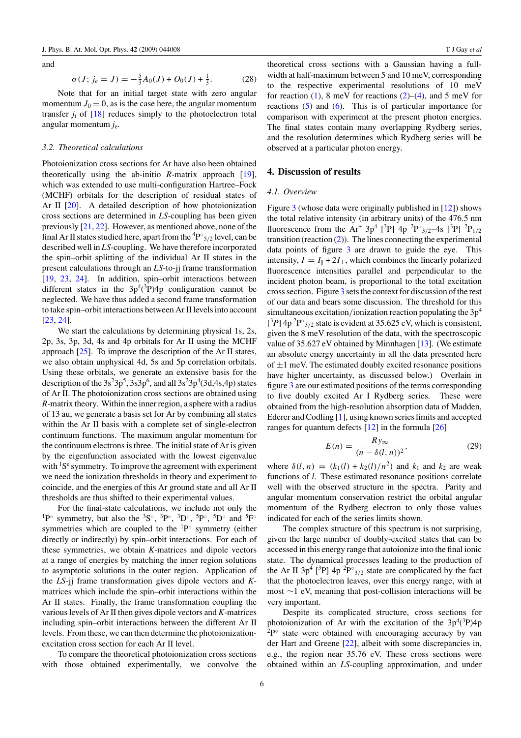and

$$\sigma(J;\, j_e = J) = -\tfrac{5}{3}A_0(J) + O_0(J) + \tfrac{1}{3}. \qquad (28)$$

Note that for an initial target state with zero angular momentum $J_0 = 0$, as is the case here, the angular momentum transfer $j_t$ of [18] reduces simply to the photoelectron total angular momentum $j_e$.

### 3.2. Theoretical calculations

Photoionization cross sections for Ar have also been obtained theoretically using the ab-initio *R*-matrix approach [19], which was extended to use multi-configuration Hartree–Fock (MCHF) orbitals for the description of residual states of Ar II [20]. A detailed description of how photoionization cross sections are determined in *LS*-coupling has been given previously [21, 22]. However, as mentioned above, none of the final Ar II states studied here, apart from the $^4P^\circ{}_{5/2}$ level, can be described well in *LS*-coupling. We have therefore incorporated the spin–orbit splitting of the individual Ar II states in the present calculations through an *LS*-to-jj frame transformation [19, 23, 24]. In addition, spin–orbit interactions between different states in the $3p^4(^3P)4p$ configuration cannot be neglected. We have thus added a second frame transformation to take spin–orbit interactions between Ar II levels into account [23, 24].

We start the calculations by determining physical 1s, 2s, 2p, 3s, 3p, 3d, 4s and 4p orbitals for Ar II using the MCHF approach [25]. To improve the description of the Ar II states, we also obtain unphysical 4d, 5s and 5p correlation orbitals. Using these orbitals, we generate an extensive basis for the description of the $3s^23p^5$, $3s3p^6$, and all $3s^23p^4(3d,4s,4p)$ states of Ar II. The photoionization cross sections are obtained using *R*-matrix theory. Within the inner region, a sphere with a radius of 13 au, we generate a basis set for Ar by combining all states within the Ar II basis with a complete set of single-electron continuum functions. The maximum angular momentum for the continuum electrons is three. The initial state of Ar is given by the eigenfunction associated with the lowest eigenvalue with $^1S^e$ symmetry. To improve the agreement with experiment we need the ionization thresholds in theory and experiment to coincide, and the energies of this Ar ground state and all Ar II thresholds are thus shifted to their experimental values.

For the final-state calculations, we include not only the $^1P^\circ$ symmetry, but also the $^3S^\circ$, $^3P^\circ$, $^3D^\circ$, $^5P^\circ$, $^5D^\circ$ and $^5F^\circ$ symmetries which are coupled to the $^1P^\circ$ symmetry (either directly or indirectly) by spin–orbit interactions. For each of these symmetries, we obtain *K*-matrices and dipole vectors at a range of energies by matching the inner region solutions to asymptotic solutions in the outer region. Application of the *LS*-jj frame transformation gives dipole vectors and *K*-matrices which include the spin–orbit interactions within the Ar II states. Finally, the frame transformation coupling the various levels of Ar II then gives dipole vectors and *K*-matrices including spin–orbit interactions between the different Ar II levels. From these, we can then determine the photoionization-excitation cross section for each Ar II level.

To compare the theoretical photoionization cross sections with those obtained experimentally, we convolve the theoretical cross sections with a Gaussian having a full-width at half-maximum between 5 and 10 meV, corresponding to the respective experimental resolutions of 10 meV for reaction (1), 8 meV for reactions (2)–(4), and 5 meV for reactions (5) and (6). This is of particular importance for comparison with experiment at the present photon energies. The final states contain many overlapping Rydberg series, and the resolution determines which Rydberg series will be observed at a particular photon energy.

## 4. Discussion of results

### 4.1. Overview

Figure 3 (whose data were originally published in [12]) shows the total relative intensity (in arbitrary units) of the 476.5 nm fluorescence from the $Ar^+$ $3p^4$ $[^3P]$ 4p $^2P^\circ{}_{3/2}$–4s $[^3P]$ $^2P_{1/2}$ transition (reaction (2)). The lines connecting the experimental data points of figure 3 are drawn to guide the eye. This intensity, $I = I_\parallel + 2I_\perp$, which combines the linearly polarized fluorescence intensities parallel and perpendicular to the incident photon beam, is proportional to the total excitation cross section. Figure 3 sets the context for discussion of the rest of our data and bears some discussion. The threshold for this simultaneous excitation/ionization reaction populating the $3p^4$ $[^3P]$ 4p $^2P^\circ{}_{3/2}$ state is evident at 35.625 eV, which is consistent, given the 8 meV resolution of the data, with the spectroscopic value of 35.627 eV obtained by Minnhagen [13]. (We estimate an absolute energy uncertainty in all the data presented here of ±1 meV. The estimated doubly excited resonance positions have higher uncertainty, as discussed below.) Overlain in figure 3 are our estimated positions of the terms corresponding to five doubly excited Ar I Rydberg series. These were obtained from the high-resolution absorption data of Madden, Ederer and Codling [1], using known series limits and accepted ranges for quantum defects [12] in the formula [26]

$$E(n) = \frac{Ry_\infty}{(n - \delta(l,n))^2}, \qquad (29)$$

where $\delta(l,n) = (k_1(l) + k_2(l)/n^2)$ and $k_1$ and $k_2$ are weak functions of $l$. These estimated resonance positions correlate well with the observed structure in the spectra. Parity and angular momentum conservation restrict the orbital angular momentum of the Rydberg electron to only those values indicated for each of the series limits shown.

The complex structure of this spectrum is not surprising, given the large number of doubly-excited states that can be accessed in this energy range that autoionize into the final ionic state. The dynamical processes leading to the production of the Ar II $3p^4$ $[^3P]$ 4p $^2P^\circ{}_{3/2}$ state are complicated by the fact that the photoelectron leaves, over this energy range, with at most ~1 eV, meaning that post-collision interactions will be very important.

Despite its complicated structure, cross sections for photoionization of Ar with the excitation of the $3p^4(^3P)4p$ $^2P^\circ$ state were obtained with encouraging accuracy by van der Hart and Greene [22], albeit with some discrepancies in, e.g., the region near 35.76 eV. These cross sections were obtained within an *LS*-coupling approximation, and under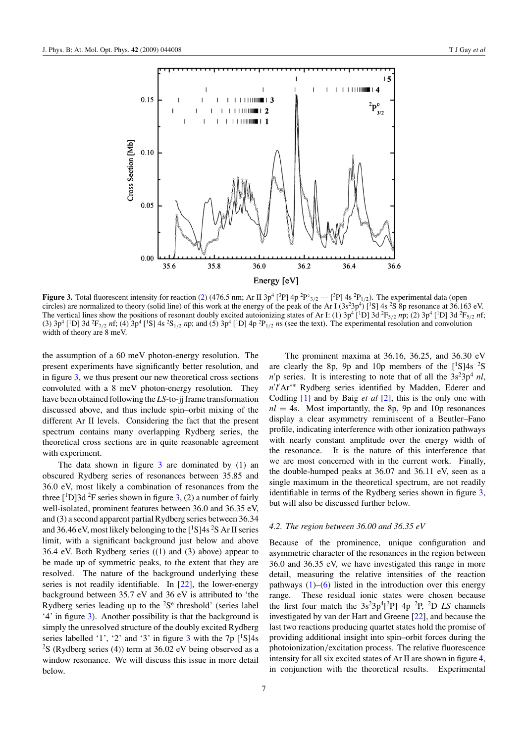**Figure 3.** Total fluorescent intensity for reaction (2) (476.5 nm; Ar II $3p^4$ [$^3$P] $4p\ ^2P^\circ_{3/2}$ — [$^3$P] $4s\ ^2P_{1/2}$). The experimental data (open circles) are normalized to theory (solid line) of this work at the energy of the peak of the Ar I ($3s^23p^4$) [$^1$S] $4s\ ^2S$ 8p resonance at 36.163 eV. The vertical lines show the positions of resonant doubly excited autoionizing states of Ar I: (1) $3p^4$ [$^1$D] $3d\ ^2F_{5/2}$ $np$; (2) $3p^4$ [$^1$D] $3d\ ^2F_{5/2}$ $nf$; (3) $3p^4$ [$^1$D] $3d\ ^2F_{7/2}$ $nf$; (4) $3p^4$ [$^1$S] $4s\ ^2S_{1/2}$ $np$; and (5) $3p^4$ [$^1$D] $4p\ ^2P_{1/2}$ $ns$ (see the text). The experimental resolution and convolution width of theory are 8 meV.

the assumption of a 60 meV photon-energy resolution. The present experiments have significantly better resolution, and in figure 3, we thus present our new theoretical cross sections convoluted with a 8 meV photon-energy resolution. They have been obtained following the *LS*-to-jj frame transformation discussed above, and thus include spin–orbit mixing of the different Ar II levels. Considering the fact that the present spectrum contains many overlapping Rydberg series, the theoretical cross sections are in quite reasonable agreement with experiment.

The data shown in figure 3 are dominated by (1) an obscured Rydberg series of resonances between 35.85 and 36.0 eV, most likely a combination of resonances from the three [$^1$D]3d $^2$F series shown in figure 3, (2) a number of fairly well-isolated, prominent features between 36.0 and 36.35 eV, and (3) a second apparent partial Rydberg series between 36.34 and 36.46 eV, most likely belonging to the [$^1$S]4s $^2$S Ar II series limit, with a significant background just below and above 36.4 eV. Both Rydberg series ((1) and (3) above) appear to be made up of symmetric peaks, to the extent that they are resolved. The nature of the background underlying these series is not readily identifiable. In [22], the lower-energy background between 35.7 eV and 36 eV is attributed to 'the Rydberg series leading up to the $^2S^e$ threshold' (series label '4' in figure 3). Another possibility is that the background is simply the unresolved structure of the doubly excited Rydberg series labelled '1', '2' and '3' in figure 3 with the 7p [$^1$S]4s $^2$S (Rydberg series (4)) term at 36.02 eV being observed as a window resonance. We will discuss this issue in more detail below.

The prominent maxima at 36.16, 36.25, and 36.30 eV are clearly the 8p, 9p and 10p members of the [$^1$S]4s $^2$S $n'$p series. It is interesting to note that of all the $3s^23p^4$ $nl$, $n'l'$Ar$^{**}$ Rydberg series identified by Madden, Ederer and Codling [1] and by Baig *et al* [2], this is the only one with $nl = 4s$. Most importantly, the 8p, 9p and 10p resonances display a clear asymmetry reminiscent of a Beutler–Fano profile, indicating interference with other ionization pathways with nearly constant amplitude over the energy width of the resonance. It is the nature of this interference that we are most concerned with in the current work. Finally, the double-humped peaks at 36.07 and 36.11 eV, seen as a single maximum in the theoretical spectrum, are not readily identifiable in terms of the Rydberg series shown in figure 3, but will also be discussed further below.

### 4.2. The region between 36.00 and 36.35 eV

Because of the prominence, unique configuration and asymmetric character of the resonances in the region between 36.0 and 36.35 eV, we have investigated this range in more detail, measuring the relative intensities of the reaction pathways (1)–(6) listed in the introduction over this energy range. These residual ionic states were chosen because the first four match the $3s^23p^4$[$^3$P] 4p $^2$P, $^2$D *LS* channels investigated by van der Hart and Greene [22], and because the last two reactions producing quartet states hold the promise of providing additional insight into spin–orbit forces during the photoionization/excitation process. The relative fluorescence intensity for all six excited states of Ar II are shown in figure 4, in conjunction with the theoretical results. Experimental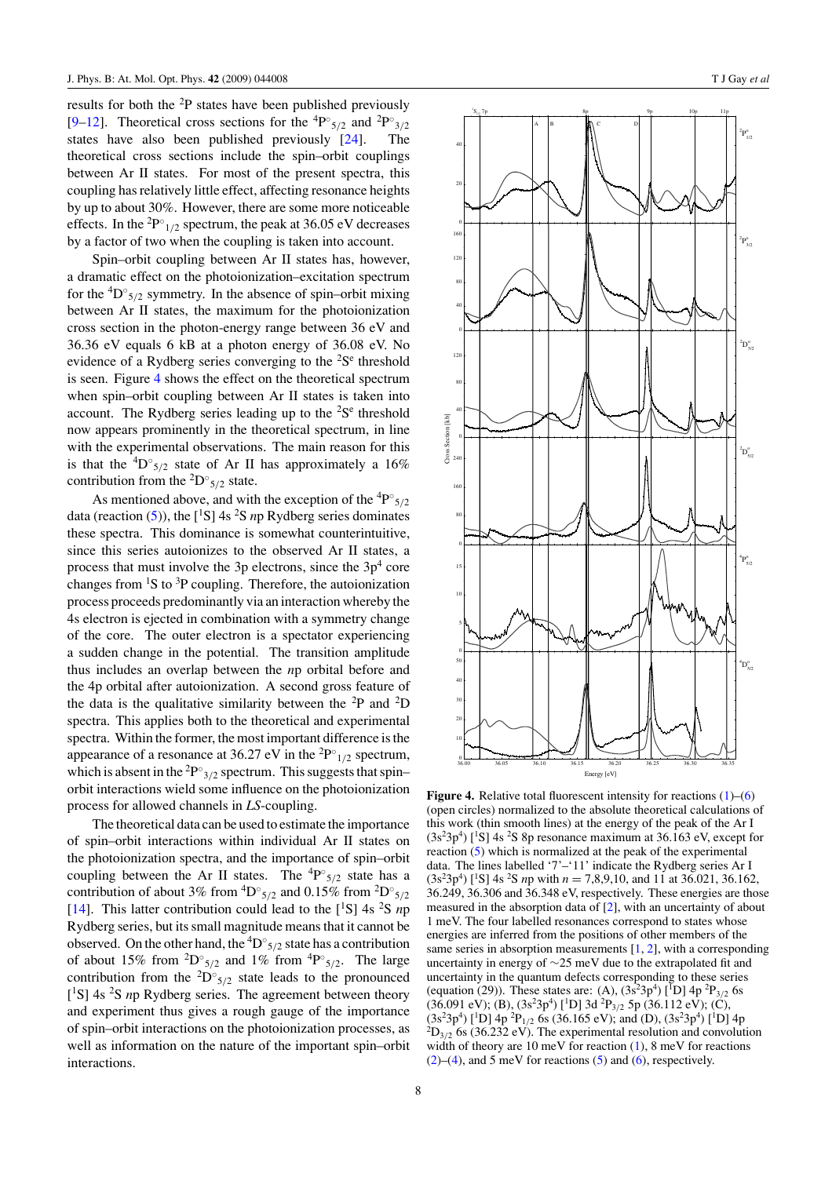results for both the $^2$P states have been published previously [9–12]. Theoretical cross sections for the $^4$P$^\circ_{5/2}$ and $^2$P$^\circ_{3/2}$ states have also been published previously [24]. The theoretical cross sections include the spin–orbit couplings between Ar II states. For most of the present spectra, this coupling has relatively little effect, affecting resonance heights by up to about 30%. However, there are some more noticeable effects. In the $^2$P$^\circ_{1/2}$ spectrum, the peak at 36.05 eV decreases by a factor of two when the coupling is taken into account.

Spin–orbit coupling between Ar II states has, however, a dramatic effect on the photoionization–excitation spectrum for the $^4$D$^\circ_{5/2}$ symmetry. In the absence of spin–orbit mixing between Ar II states, the maximum for the photoionization cross section in the photon-energy range between 36 eV and 36.36 eV equals 6 kB at a photon energy of 36.08 eV. No evidence of a Rydberg series converging to the $^2$S$^e$ threshold is seen. Figure 4 shows the effect on the theoretical spectrum when spin–orbit coupling between Ar II states is taken into account. The Rydberg series leading up to the $^2$S$^e$ threshold now appears prominently in the theoretical spectrum, in line with the experimental observations. The main reason for this is that the $^4$D$^\circ_{5/2}$ state of Ar II has approximately a 16% contribution from the $^2$D$^\circ_{5/2}$ state.

As mentioned above, and with the exception of the $^4$P$^\circ_{5/2}$ data (reaction (5)), the [$^1$S] 4s $^2$S *n*p Rydberg series dominates these spectra. This dominance is somewhat counterintuitive, since this series autoionizes to the observed Ar II states, a process that must involve the 3p electrons, since the 3p$^4$ core changes from $^1$S to $^3$P coupling. Therefore, the autoionization process proceeds predominantly via an interaction whereby the 4s electron is ejected in combination with a symmetry change of the core. The outer electron is a spectator experiencing a sudden change in the potential. The transition amplitude thus includes an overlap between the *n*p orbital before and the 4p orbital after autoionization. A second gross feature of the data is the qualitative similarity between the $^2$P and $^2$D spectra. This applies both to the theoretical and experimental spectra. Within the former, the most important difference is the appearance of a resonance at 36.27 eV in the $^2$P$^\circ_{1/2}$ spectrum, which is absent in the $^2$P$^\circ_{3/2}$ spectrum. This suggests that spin–orbit interactions wield some influence on the photoionization process for allowed channels in *LS*-coupling.

The theoretical data can be used to estimate the importance of spin–orbit interactions within individual Ar II states on the photoionization spectra, and the importance of spin–orbit coupling between the Ar II states. The $^4$P$^\circ_{5/2}$ state has a contribution of about 3% from $^4$D$^\circ_{5/2}$ and 0.15% from $^2$D$^\circ_{5/2}$ [14]. This latter contribution could lead to the [$^1$S] 4s $^2$S *n*p Rydberg series, but its small magnitude means that it cannot be observed. On the other hand, the $^4$D$^\circ_{5/2}$ state has a contribution of about 15% from $^2$D$^\circ_{5/2}$ and 1% from $^4$P$^\circ_{5/2}$. The large contribution from the $^2$D$^\circ_{5/2}$ state leads to the pronounced [$^1$S] 4s $^2$S *n*p Rydberg series. The agreement between theory and experiment thus gives a rough gauge of the importance of spin–orbit interactions on the photoionization processes, as well as information on the nature of the important spin–orbit interactions.

**Figure 4.** Relative total fluorescent intensity for reactions (1)–(6) (open circles) normalized to the absolute theoretical calculations of this work (thin smooth lines) at the energy of the peak of the Ar I (3s$^2$3p$^4$) [$^1$S] 4s $^2$S 8p resonance maximum at 36.163 eV, except for reaction (5) which is normalized at the peak of the experimental data. The lines labelled '7'–'11' indicate the Rydberg series Ar I (3s$^2$3p$^4$) [$^1$S] 4s $^2$S *n*p with $n = 7,8,9,10$, and 11 at 36.021, 36.162, 36.249, 36.306 and 36.348 eV, respectively. These energies are those measured in the absorption data of [2], with an uncertainty of about 1 meV. The four labelled resonances correspond to states whose energies are inferred from the positions of other members of the same series in absorption measurements [1, 2], with a corresponding uncertainty in energy of ∼25 meV due to the extrapolated fit and uncertainty in the quantum defects corresponding to these series (equation (29)). These states are: (A), (3s$^2$3p$^4$) [$^1$D] 4p $^2$P$_{3/2}$ 6s (36.091 eV); (B), (3s$^2$3p$^4$) [$^1$D] 3d $^2$P$_{3/2}$ 5p (36.112 eV); (C), (3s$^2$3p$^4$) [$^1$D] 4p $^2$P$_{1/2}$ 6s (36.165 eV); and (D), (3s$^2$3p$^4$) [$^1$D] 4p $^2$D$_{3/2}$ 6s (36.232 eV). The experimental resolution and convolution width of theory are 10 meV for reaction (1), 8 meV for reactions (2)–(4), and 5 meV for reactions (5) and (6), respectively.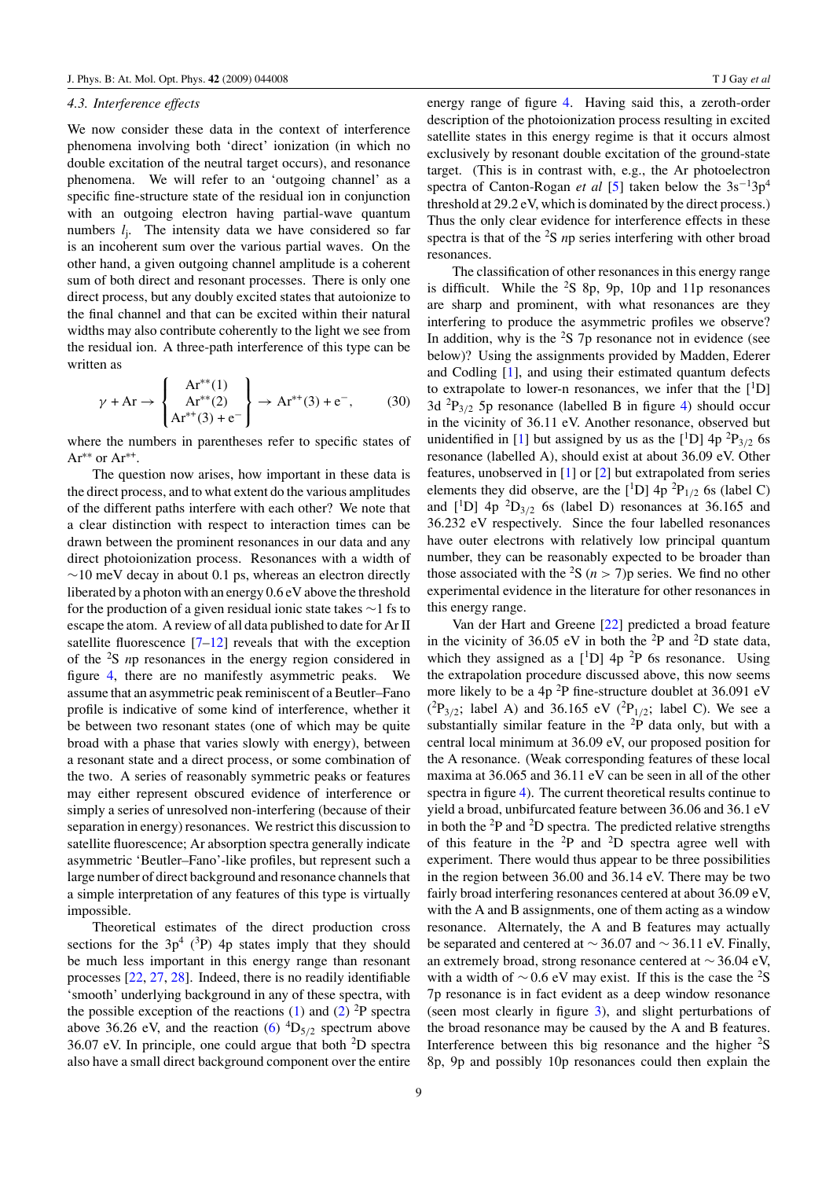### 4.3. Interference effects

We now consider these data in the context of interference phenomena involving both 'direct' ionization (in which no double excitation of the neutral target occurs), and resonance phenomena. We will refer to an 'outgoing channel' as a specific fine-structure state of the residual ion in conjunction with an outgoing electron having partial-wave quantum numbers $l_j$. The intensity data we have considered so far is an incoherent sum over the various partial waves. On the other hand, a given outgoing channel amplitude is a coherent sum of both direct and resonant processes. There is only one direct process, but any doubly excited states that autoionize to the final channel and that can be excited within their natural widths may also contribute coherently to the light we see from the residual ion. A three-path interference of this type can be written as

$$\gamma + \mathrm{Ar} \rightarrow \left\{ \begin{array}{c} \mathrm{Ar}^{**}(1) \\ \mathrm{Ar}^{**}(2) \\ \mathrm{Ar}^{+*}(3) + \mathrm{e}^- \end{array} \right\} \rightarrow \mathrm{Ar}^{+*}(3) + \mathrm{e}^-, \tag{30}$$

where the numbers in parentheses refer to specific states of $\mathrm{Ar}^{**}$ or $\mathrm{Ar}^{+*}$.

The question now arises, how important in these data is the direct process, and to what extent do the various amplitudes of the different paths interfere with each other? We note that a clear distinction with respect to interaction times can be drawn between the prominent resonances in our data and any direct photoionization process. Resonances with a width of ~10 meV decay in about 0.1 ps, whereas an electron directly liberated by a photon with an energy 0.6 eV above the threshold for the production of a given residual ionic state takes ~1 fs to escape the atom. A review of all data published to date for Ar II satellite fluorescence [7–12] reveals that with the exception of the $^2$S $n$p resonances in the energy region considered in figure 4, there are no manifestly asymmetric peaks. We assume that an asymmetric peak reminiscent of a Beutler–Fano profile is indicative of some kind of interference, whether it be between two resonant states (one of which may be quite broad with a phase that varies slowly with energy), between a resonant state and a direct process, or some combination of the two. A series of reasonably symmetric peaks or features may either represent obscured evidence of interference or simply a series of unresolved non-interfering (because of their separation in energy) resonances. We restrict this discussion to satellite fluorescence; Ar absorption spectra generally indicate asymmetric 'Beutler–Fano'-like profiles, but represent such a large number of direct background and resonance channels that a simple interpretation of any features of this type is virtually impossible.

Theoretical estimates of the direct production cross sections for the $3p^4$ ($^3$P) 4p states imply that they should be much less important in this energy range than resonant processes [22, 27, 28]. Indeed, there is no readily identifiable 'smooth' underlying background in any of these spectra, with the possible exception of the reactions (1) and (2) $^2$P spectra above 36.26 eV, and the reaction (6) $^4$D$_{5/2}$ spectrum above 36.07 eV. In principle, one could argue that both $^2$D spectra also have a small direct background component over the entire energy range of figure 4. Having said this, a zeroth-order description of the photoionization process resulting in excited satellite states in this energy regime is that it occurs almost exclusively by resonant double excitation of the ground-state target. (This is in contrast with, e.g., the Ar photoelectron spectra of Canton-Rogan *et al* [5] taken below the $3s^{-1}3p^4$ threshold at 29.2 eV, which is dominated by the direct process.) Thus the only clear evidence for interference effects in these spectra is that of the $^2$S $n$p series interfering with other broad resonances.

The classification of other resonances in this energy range is difficult. While the $^2$S 8p, 9p, 10p and 11p resonances are sharp and prominent, with what resonances are they interfering to produce the asymmetric profiles we observe? In addition, why is the $^2$S 7p resonance not in evidence (see below)? Using the assignments provided by Madden, Ederer and Codling [1], and using their estimated quantum defects to extrapolate to lower-n resonances, we infer that the [$^1$D] 3d $^2$P$_{3/2}$ 5p resonance (labelled B in figure 4) should occur in the vicinity of 36.11 eV. Another resonance, observed but unidentified in [1] but assigned by us as the [$^1$D] 4p $^2$P$_{3/2}$ 6s resonance (labelled A), should exist at about 36.09 eV. Other features, unobserved in [1] or [2] but extrapolated from series elements they did observe, are the [$^1$D] 4p $^2$P$_{1/2}$ 6s (label C) and [$^1$D] 4p $^2$D$_{3/2}$ 6s (label D) resonances at 36.165 and 36.232 eV respectively. Since the four labelled resonances have outer electrons with relatively low principal quantum number, they can be reasonably expected to be broader than those associated with the $^2$S ($n > 7$)p series. We find no other experimental evidence in the literature for other resonances in this energy range.

Van der Hart and Greene [22] predicted a broad feature in the vicinity of 36.05 eV in both the $^2$P and $^2$D state data, which they assigned as a [$^1$D] 4p $^2$P 6s resonance. Using the extrapolation procedure discussed above, this now seems more likely to be a 4p $^2$P fine-structure doublet at 36.091 eV ($^2$P$_{3/2}$; label A) and 36.165 eV ($^2$P$_{1/2}$; label C). We see a substantially similar feature in the $^2$P data only, but with a central local minimum at 36.09 eV, our proposed position for the A resonance. (Weak corresponding features of these local maxima at 36.065 and 36.11 eV can be seen in all of the other spectra in figure 4). The current theoretical results continue to yield a broad, unbifurcated feature between 36.06 and 36.1 eV in both the $^2$P and $^2$D spectra. The predicted relative strengths of this feature in the $^2$P and $^2$D spectra agree well with experiment. There would thus appear to be three possibilities in the region between 36.00 and 36.14 eV. There may be two fairly broad interfering resonances centered at about 36.09 eV, with the A and B assignments, one of them acting as a window resonance. Alternately, the A and B features may actually be separated and centered at ~ 36.07 and ~ 36.11 eV. Finally, an extremely broad, strong resonance centered at ~ 36.04 eV, with a width of ~ 0.6 eV may exist. If this is the case the $^2$S 7p resonance is in fact evident as a deep window resonance (seen most clearly in figure 3), and slight perturbations of the broad resonance may be caused by the A and B features. Interference between this big resonance and the higher $^2$S 8p, 9p and possibly 10p resonances could then explain the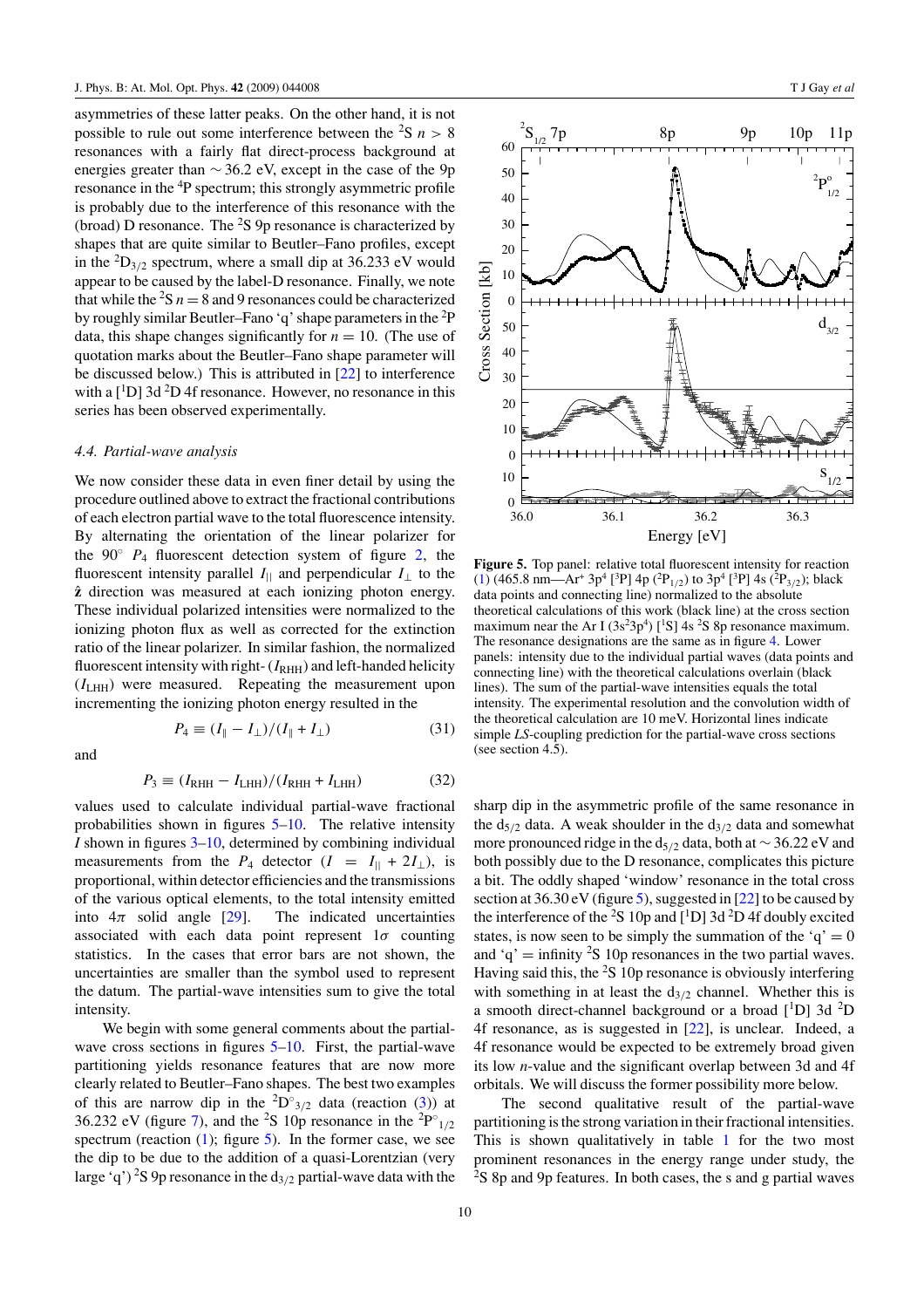asymmetries of these latter peaks. On the other hand, it is not possible to rule out some interference between the $^2$S $n > 8$ resonances with a fairly flat direct-process background at energies greater than $\sim 36.2$ eV, except in the case of the 9p resonance in the $^4$P spectrum; this strongly asymmetric profile is probably due to the interference of this resonance with the (broad) D resonance. The $^2$S 9p resonance is characterized by shapes that are quite similar to Beutler–Fano profiles, except in the $^2$D$_{3/2}$ spectrum, where a small dip at 36.233 eV would appear to be caused by the label-D resonance. Finally, we note that while the $^2$S $n = 8$ and 9 resonances could be characterized by roughly similar Beutler–Fano 'q' shape parameters in the $^2$P data, this shape changes significantly for $n = 10$. (The use of quotation marks about the Beutler–Fano shape parameter will be discussed below.) This is attributed in [22] to interference with a [$^1$D] 3d $^2$D 4f resonance. However, no resonance in this series has been observed experimentally.

### *4.4. Partial-wave analysis*

We now consider these data in even finer detail by using the procedure outlined above to extract the fractional contributions of each electron partial wave to the total fluorescence intensity. By alternating the orientation of the linear polarizer for the 90° $P_4$ fluorescent detection system of figure 2, the fluorescent intensity parallel $I_{\|}$ and perpendicular $I_{\perp}$ to the $\hat{\mathbf{z}}$ direction was measured at each ionizing photon energy. These individual polarized intensities were normalized to the ionizing photon flux as well as corrected for the extinction ratio of the linear polarizer. In similar fashion, the normalized fluorescent intensity with right- ($I_{\mathrm{RHH}}$) and left-handed helicity ($I_{\mathrm{LHH}}$) were measured. Repeating the measurement upon incrementing the ionizing photon energy resulted in the

$$P_4 \equiv (I_{\|} - I_{\perp})/(I_{\|} + I_{\perp}) \tag{31}$$

and

$$P_3 \equiv (I_{\mathrm{RHH}} - I_{\mathrm{LHH}})/(I_{\mathrm{RHH}} + I_{\mathrm{LHH}}) \tag{32}$$

values used to calculate individual partial-wave fractional probabilities shown in figures 5–10. The relative intensity $I$ shown in figures 3–10, determined by combining individual measurements from the $P_4$ detector ($I = I_{\|} + 2I_{\perp}$), is proportional, within detector efficiencies and the transmissions of the various optical elements, to the total intensity emitted into $4\pi$ solid angle [29]. The indicated uncertainties associated with each data point represent $1\sigma$ counting statistics. In the cases that error bars are not shown, the uncertainties are smaller than the symbol used to represent the datum. The partial-wave intensities sum to give the total intensity.

We begin with some general comments about the partial-wave cross sections in figures 5–10. First, the partial-wave partitioning yields resonance features that are now more clearly related to Beutler–Fano shapes. The best two examples of this are narrow dip in the $^2$D°$_{3/2}$ data (reaction (3)) at 36.232 eV (figure 7), and the $^2$S 10p resonance in the $^2$P°$_{1/2}$ spectrum (reaction (1); figure 5). In the former case, we see the dip to be due to the addition of a quasi-Lorentzian (very large 'q') $^2$S 9p resonance in the d$_{3/2}$ partial-wave data with the sharp dip in the asymmetric profile of the same resonance in the d$_{5/2}$ data. A weak shoulder in the d$_{3/2}$ data and somewhat more pronounced ridge in the d$_{5/2}$ data, both at $\sim 36.22$ eV and both possibly due to the D resonance, complicates this picture a bit. The oddly shaped 'window' resonance in the total cross section at 36.30 eV (figure 5), suggested in [22] to be caused by the interference of the $^2$S 10p and [$^1$D] 3d $^2$D 4f doubly excited states, is now seen to be simply the summation of the 'q' = 0 and 'q' = infinity $^2$S 10p resonances in the two partial waves. Having said this, the $^2$S 10p resonance is obviously interfering with something in at least the d$_{3/2}$ channel. Whether this is a smooth direct-channel background or a broad [$^1$D] 3d $^2$D 4f resonance, as is suggested in [22], is unclear. Indeed, a 4f resonance would be expected to be extremely broad given its low $n$-value and the significant overlap between 3d and 4f orbitals. We will discuss the former possibility more below.

The second qualitative result of the partial-wave partitioning is the strong variation in their fractional intensities. This is shown qualitatively in table 1 for the two most prominent resonances in the energy range under study, the $^2$S 8p and 9p features. In both cases, the s and g partial waves

**Figure 5.** Top panel: relative total fluorescent intensity for reaction (1) (465.8 nm—Ar$^+$ 3p$^4$ [$^3$P] 4p ($^2$P$_{1/2}$) to 3p$^4$ [$^3$P] 4s ($^2$P$_{3/2}$); black data points and connecting line) normalized to the absolute theoretical calculations of this work (black line) at the cross section maximum near the Ar I (3s$^2$3p$^4$) [$^1$S] 4s $^2$S 8p resonance maximum. The resonance designations are the same as in figure 4. Lower panels: intensity due to the individual partial waves (data points and connecting line) with the theoretical calculations overlain (black lines). The sum of the partial-wave intensities equals the total intensity. The experimental resolution and the convolution width of the theoretical calculation are 10 meV. Horizontal lines indicate simple *LS*-coupling prediction for the partial-wave cross sections (see section 4.5).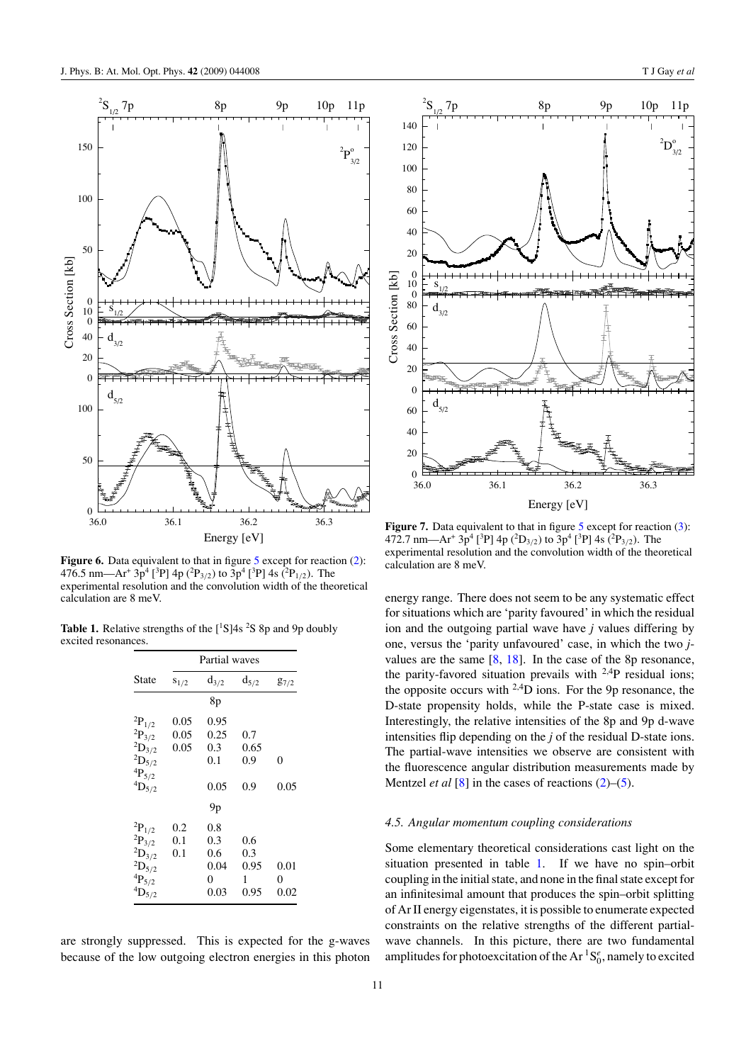**Figure 6.** Data equivalent to that in figure 5 except for reaction (2): 476.5 nm—$Ar^+$ $3p^4$ [$^3$P] 4p ($^2P_{3/2}$) to $3p^4$ [$^3$P] 4s ($^2P_{1/2}$). The experimental resolution and the convolution width of the theoretical calculation are 8 meV.

**Table 1.** Relative strengths of the [$^1$S]4s $^2$S 8p and 9p doubly excited resonances.

| State | Partial waves | | | |
|---|---|---|---|---|
| | $s_{1/2}$ | $d_{3/2}$ | $d_{5/2}$ | $g_{7/2}$ |
| | | 8p | | |
| $^2P_{1/2}$ | 0.05 | 0.95 | | |
| $^2P_{3/2}$ | 0.05 | 0.25 | 0.7 | |
| $^2D_{3/2}$ | 0.05 | 0.3 | 0.65 | |
| $^2D_{5/2}$ | | 0.1 | 0.9 | 0 |
| $^4P_{5/2}$ | | | | |
| $^4D_{5/2}$ | | 0.05 | 0.9 | 0.05 |
| | | 9p | | |
| $^2P_{1/2}$ | 0.2 | 0.8 | | |
| $^2P_{3/2}$ | 0.1 | 0.3 | 0.6 | |
| $^2D_{3/2}$ | 0.1 | 0.6 | 0.3 | |
| $^2D_{5/2}$ | | 0.04 | 0.95 | 0.01 |
| $^4P_{5/2}$ | | 0 | 1 | 0 |
| $^4D_{5/2}$ | | 0.03 | 0.95 | 0.02 |

are strongly suppressed. This is expected for the g-waves because of the low outgoing electron energies in this photon energy range. There does not seem to be any systematic effect for situations which are 'parity favoured' in which the residual ion and the outgoing partial wave have $j$ values differing by one, versus the 'parity unfavoured' case, in which the two $j$-values are the same [8, 18]. In the case of the 8p resonance, the parity-favored situation prevails with $^{2,4}$P residual ions; the opposite occurs with $^{2,4}$D ions. For the 9p resonance, the D-state propensity holds, while the P-state case is mixed. Interestingly, the relative intensities of the 8p and 9p d-wave intensities flip depending on the $j$ of the residual D-state ions. The partial-wave intensities we observe are consistent with the fluorescence angular distribution measurements made by Mentzel *et al* [8] in the cases of reactions (2)–(5).

**Figure 7.** Data equivalent to that in figure 5 except for reaction (3): 472.7 nm—$Ar^+$ $3p^4$ [$^3$P] 4p ($^2D_{3/2}$) to $3p^4$ [$^3$P] 4s ($^2P_{3/2}$). The experimental resolution and the convolution width of the theoretical calculation are 8 meV.

### *4.5. Angular momentum coupling considerations*

Some elementary theoretical considerations cast light on the situation presented in table 1. If we have no spin–orbit coupling in the initial state, and none in the final state except for an infinitesimal amount that produces the spin–orbit splitting of Ar II energy eigenstates, it is possible to enumerate expected constraints on the relative strengths of the different partial-wave channels. In this picture, there are two fundamental amplitudes for photoexcitation of the Ar $^1S_0^e$, namely to excited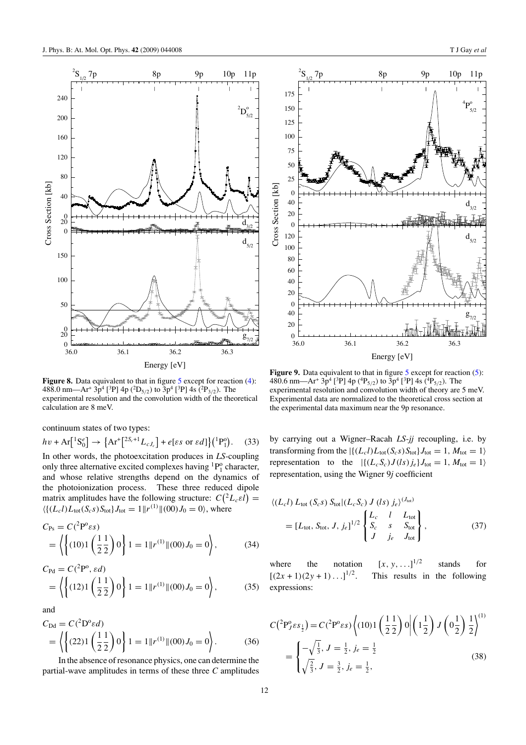**Figure 8.** Data equivalent to that in figure 5 except for reaction (4): 488.0 nm—$Ar^+$ $3p^4$ [$^3$P] 4p ($^2D_{5/2}$) to $3p^4$ [$^3$P] 4s ($^2P_{3/2}$). The experimental resolution and the convolution width of the theoretical calculation are 8 meV.

**Figure 9.** Data equivalent to that in figure 5 except for reaction (5): 480.6 nm—$Ar^+$ $3p^4$ [$^3$P] 4p ($^4P_{5/2}$) to $3p^4$ [$^3$P] 4s ($^4P_{5/2}$). The experimental resolution and convolution width of theory are 5 meV. Experimental data are normalized to the theoretical cross section at the experimental data maximum near the 9p resonance.

continuum states of two types:

$$h\nu + \mathrm{Ar}\left[{}^1\mathrm{S}_0^e\right] \to \left\{\mathrm{Ar}^+\left[{}^{2S_c+1}L_{cJ_c}\right] + e[\varepsilon s \text{ or } \varepsilon d]\right\}\left({}^1\mathrm{P}_1^o\right). \qquad (33)$$

In other words, the photoexcitation produces in *LS*-coupling only three alternative excited complexes having ${}^1\mathrm{P}_1^o$ character, and whose relative strengths depend on the dynamics of the photoionization process. These three reduced dipole matrix amplitudes have the following structure: $C\left({}^2L_c\varepsilon l\right) = \langle\{(L_c l)L_{\mathrm{tot}}(S_c s)S_{\mathrm{tot}}\}J_{\mathrm{tot}} = 1\|r^{(1)}\|(00)J_0 = 0\rangle$, where

$$C_{\mathrm{Ps}} = C({}^2\mathrm{P}^o\varepsilon s) = \left\langle\left\{(10)1\left(\frac{1}{2}\frac{1}{2}\right)0\right\}1 = 1\|r^{(1)}\|(00)J_0 = 0\right\rangle, \qquad (34)$$

$$C_{\mathrm{Pd}} = C({}^2\mathrm{P}^o, \varepsilon d) = \left\langle\left\{(12)1\left(\frac{1}{2}\frac{1}{2}\right)0\right\}1 = 1\|r^{(1)}\|(00)J_0 = 0\right\rangle, \qquad (35)$$

and

$$C_{\mathrm{Dd}} = C({}^2\mathrm{D}^o\varepsilon d) = \left\langle\left\{(22)1\left(\frac{1}{2}\frac{1}{2}\right)0\right\}1 = 1\|r^{(1)}\|(00)J_0 = 0\right\rangle. \qquad (36)$$

In the absence of resonance physics, one can determine the partial-wave amplitudes in terms of these three $C$ amplitudes by carrying out a Wigner–Racah *LS-jj* recoupling, i.e. by transforming from the $|\{(L_c l)L_{\mathrm{tot}}(S_c s)S_{\mathrm{tot}}\}J_{\mathrm{tot}} = 1, M_{\mathrm{tot}} = 1\rangle$ representation to the $|\{(L_c S_c)J(ls)j_e\}J_{\mathrm{tot}} = 1, M_{\mathrm{tot}} = 1\rangle$ representation, using the Wigner 9*j* coefficient

$$\langle (L_c l)\, L_{\mathrm{tot}}\, (S_c s)\, S_{\mathrm{tot}} | (L_c S_c)\, J\, (ls)\, j_e\rangle^{(J_{\mathrm{tot}})} = [L_{\mathrm{tot}}, S_{\mathrm{tot}}, J, j_e]^{1/2} \begin{Bmatrix} L_c & l & L_{\mathrm{tot}} \\ S_c & s & S_{\mathrm{tot}} \\ J & j_e & J_{\mathrm{tot}} \end{Bmatrix}, \qquad (37)$$

where the notation $[x, y, \ldots]^{1/2}$ stands for $[(2x+1)(2y+1)\ldots]^{1/2}$. This results in the following expressions:

$$C\left({}^2\mathrm{P}^o_J\varepsilon s_{\frac{1}{2}}\right) = C({}^2\mathrm{P}^o\varepsilon s)\left\langle(10)1\left(\frac{1}{2}\frac{1}{2}\right)0\middle|\left(1\frac{1}{2}\right)J\left(0\frac{1}{2}\right)\frac{1}{2}\right\rangle^{(1)} = \begin{cases} -\sqrt{\frac{1}{3}}, & J = \frac{1}{2}, j_e = \frac{1}{2} \\ \sqrt{\frac{2}{3}}, & J = \frac{3}{2}, j_e = \frac{1}{2}, \end{cases} \qquad (38)$$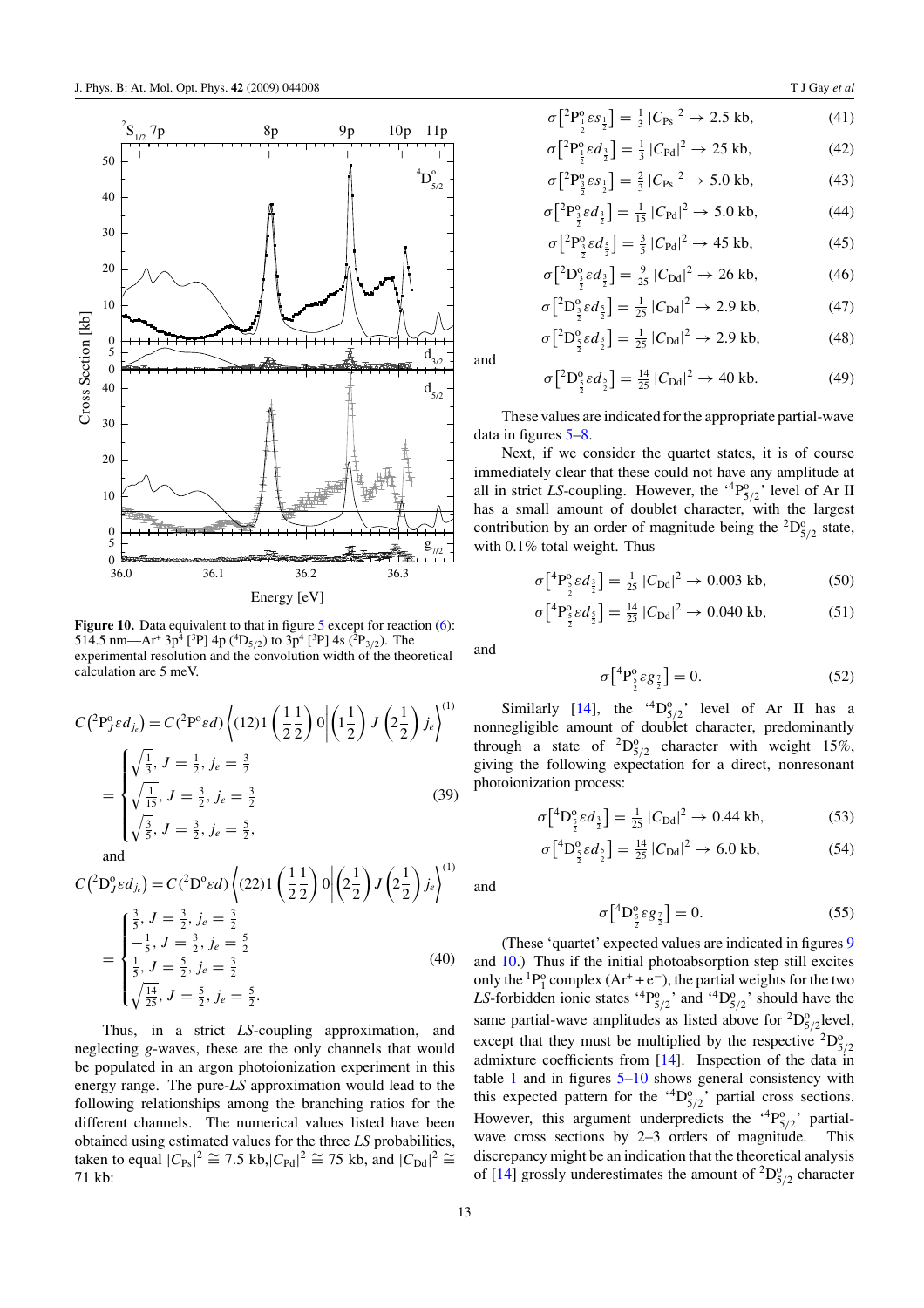**Figure 10.** Data equivalent to that in figure 5 except for reaction (6): 514.5 nm—$\mathrm{Ar^+}$ $3p^4$ [$^3$P] 4p ($^4\mathrm{D}_{5/2}$) to $3p^4$ [$^3$P] 4s ($^2\mathrm{P}_{3/2}$). The experimental resolution and the convolution width of the theoretical calculation are 5 meV.

$$C\left({}^2\mathrm{P}^o_J \varepsilon d_{j_e}\right) = C({}^2\mathrm{P}^o \varepsilon d)\left\langle (12)1\left(\frac{1}{2}\frac{1}{2}\right)0\left|\left(1\frac{1}{2}\right)J\left(2\frac{1}{2}\right)j_e\right.\right\rangle^{(1)}$$

$$= \begin{cases} \sqrt{\frac{1}{3}},\ J=\frac{1}{2},\ j_e=\frac{3}{2} \\ \sqrt{\frac{1}{15}},\ J=\frac{3}{2},\ j_e=\frac{3}{2} \\ \sqrt{\frac{3}{5}},\ J=\frac{3}{2},\ j_e=\frac{5}{2}, \end{cases} \tag{39}$$

and

$$C\left({}^2\mathrm{D}^o_J \varepsilon d_{j_e}\right) = C({}^2\mathrm{D}^o \varepsilon d)\left\langle (22)1\left(\frac{1}{2}\frac{1}{2}\right)0\left|\left(2\frac{1}{2}\right)J\left(2\frac{1}{2}\right)j_e\right.\right\rangle^{(1)}$$

$$= \begin{cases} \frac{3}{5},\ J=\frac{3}{2},\ j_e=\frac{3}{2} \\ -\frac{1}{5},\ J=\frac{3}{2},\ j_e=\frac{5}{2} \\ \frac{1}{5},\ J=\frac{5}{2},\ j_e=\frac{3}{2} \\ \sqrt{\frac{14}{25}},\ J=\frac{5}{2},\ j_e=\frac{5}{2}. \end{cases} \tag{40}$$

Thus, in a strict *LS*-coupling approximation, and neglecting *g*-waves, these are the only channels that would be populated in an argon photoionization experiment in this energy range. The pure-*LS* approximation would lead to the following relationships among the branching ratios for the different channels. The numerical values listed have been obtained using estimated values for the three *LS* probabilities, taken to equal $|C_{\mathrm{Ps}}|^2 \cong 7.5$ kb, $|C_{\mathrm{Pd}}|^2 \cong 75$ kb, and $|C_{\mathrm{Dd}}|^2 \cong 71$ kb:

$$\sigma\left[{}^2\mathrm{P}^o_{\frac{1}{2}}\varepsilon s_{\frac{1}{2}}\right] = \tfrac{1}{3}\,|C_{\mathrm{Ps}}|^2 \to 2.5\ \text{kb}, \tag{41}$$

$$\sigma\left[{}^2\mathrm{P}^o_{\frac{1}{2}}\varepsilon d_{\frac{3}{2}}\right] = \tfrac{1}{3}\,|C_{\mathrm{Pd}}|^2 \to 25\ \text{kb}, \tag{42}$$

$$\sigma\left[{}^2\mathrm{P}^o_{\frac{3}{2}}\varepsilon s_{\frac{1}{2}}\right] = \tfrac{2}{3}\,|C_{\mathrm{Ps}}|^2 \to 5.0\ \text{kb}, \tag{43}$$

$$\sigma\left[{}^2\mathrm{P}^o_{\frac{3}{2}}\varepsilon d_{\frac{3}{2}}\right] = \tfrac{1}{15}\,|C_{\mathrm{Pd}}|^2 \to 5.0\ \text{kb}, \tag{44}$$

$$\sigma\left[{}^2\mathrm{P}^o_{\frac{3}{2}}\varepsilon d_{\frac{5}{2}}\right] = \tfrac{3}{5}\,|C_{\mathrm{Pd}}|^2 \to 45\ \text{kb}, \tag{45}$$

$$\sigma\left[{}^2\mathrm{D}^o_{\frac{3}{2}}\varepsilon d_{\frac{3}{2}}\right] = \tfrac{9}{25}\,|C_{\mathrm{Dd}}|^2 \to 26\ \text{kb}, \tag{46}$$

$$\sigma\left[{}^2\mathrm{D}^o_{\frac{3}{2}}\varepsilon d_{\frac{5}{2}}\right] = \tfrac{1}{25}\,|C_{\mathrm{Dd}}|^2 \to 2.9\ \text{kb}, \tag{47}$$

$$\sigma\left[{}^2\mathrm{D}^o_{\frac{5}{2}}\varepsilon d_{\frac{3}{2}}\right] = \tfrac{1}{25}\,|C_{\mathrm{Dd}}|^2 \to 2.9\ \text{kb}, \tag{48}$$

and

$$\sigma\left[{}^2\mathrm{D}^o_{\frac{5}{2}}\varepsilon d_{\frac{5}{2}}\right] = \tfrac{14}{25}\,|C_{\mathrm{Dd}}|^2 \to 40\ \text{kb}. \tag{49}$$

These values are indicated for the appropriate partial-wave data in figures 5–8.

Next, if we consider the quartet states, it is of course immediately clear that these could not have any amplitude at all in strict *LS*-coupling. However, the '$^4\mathrm{P}^o_{5/2}$' level of Ar II has a small amount of doublet character, with the largest contribution by an order of magnitude being the $^2\mathrm{D}^o_{5/2}$ state, with 0.1% total weight. Thus

$$\sigma\left[{}^4\mathrm{P}^o_{\frac{5}{2}}\varepsilon d_{\frac{3}{2}}\right] = \tfrac{1}{25}\,|C_{\mathrm{Dd}}|^2 \to 0.003\ \text{kb}, \tag{50}$$

$$\sigma\left[{}^4\mathrm{P}^o_{\frac{5}{2}}\varepsilon d_{\frac{5}{2}}\right] = \tfrac{14}{25}\,|C_{\mathrm{Dd}}|^2 \to 0.040\ \text{kb}, \tag{51}$$

and

$$\sigma\left[{}^4\mathrm{P}^o_{\frac{5}{2}}\varepsilon g_{\frac{7}{2}}\right] = 0. \tag{52}$$

Similarly [14], the '$^4\mathrm{D}^o_{5/2}$' level of Ar II has a nonnegligible amount of doublet character, predominantly through a state of $^2\mathrm{D}^o_{5/2}$ character with weight 15%, giving the following expectation for a direct, nonresonant photoionization process:

$$\sigma\left[{}^4\mathrm{D}^o_{\frac{5}{2}}\varepsilon d_{\frac{3}{2}}\right] = \tfrac{1}{25}\,|C_{\mathrm{Dd}}|^2 \to 0.44\ \text{kb}, \tag{53}$$

$$\sigma\left[{}^4\mathrm{D}^o_{\frac{5}{2}}\varepsilon d_{\frac{5}{2}}\right] = \tfrac{14}{25}\,|C_{\mathrm{Dd}}|^2 \to 6.0\ \text{kb}, \tag{54}$$

and

$$\sigma\left[{}^4\mathrm{D}^o_{\frac{7}{2}}\varepsilon g_{\frac{7}{2}}\right] = 0. \tag{55}$$

(These 'quartet' expected values are indicated in figures 9 and 10.) Thus if the initial photoabsorption step still excites only the $^1\mathrm{P}^o_1$ complex ($\mathrm{Ar}^+ + \mathrm{e}^-$), the partial weights for the two *LS*-forbidden ionic states '$^4\mathrm{P}^o_{5/2}$' and '$^4\mathrm{D}^o_{5/2}$' should have the same partial-wave amplitudes as listed above for $^2\mathrm{D}^o_{5/2}$level, except that they must be multiplied by the respective $^2\mathrm{D}^o_{5/2}$ admixture coefficients from [14]. Inspection of the data in table 1 and in figures 5–10 shows general consistency with this expected pattern for the '$^4\mathrm{D}^o_{5/2}$' partial cross sections. However, this argument underpredicts the '$^4\mathrm{P}^o_{5/2}$' partial-wave cross sections by 2–3 orders of magnitude. This discrepancy might be an indication that the theoretical analysis of [14] grossly underestimates the amount of $^2\mathrm{D}^o_{5/2}$ character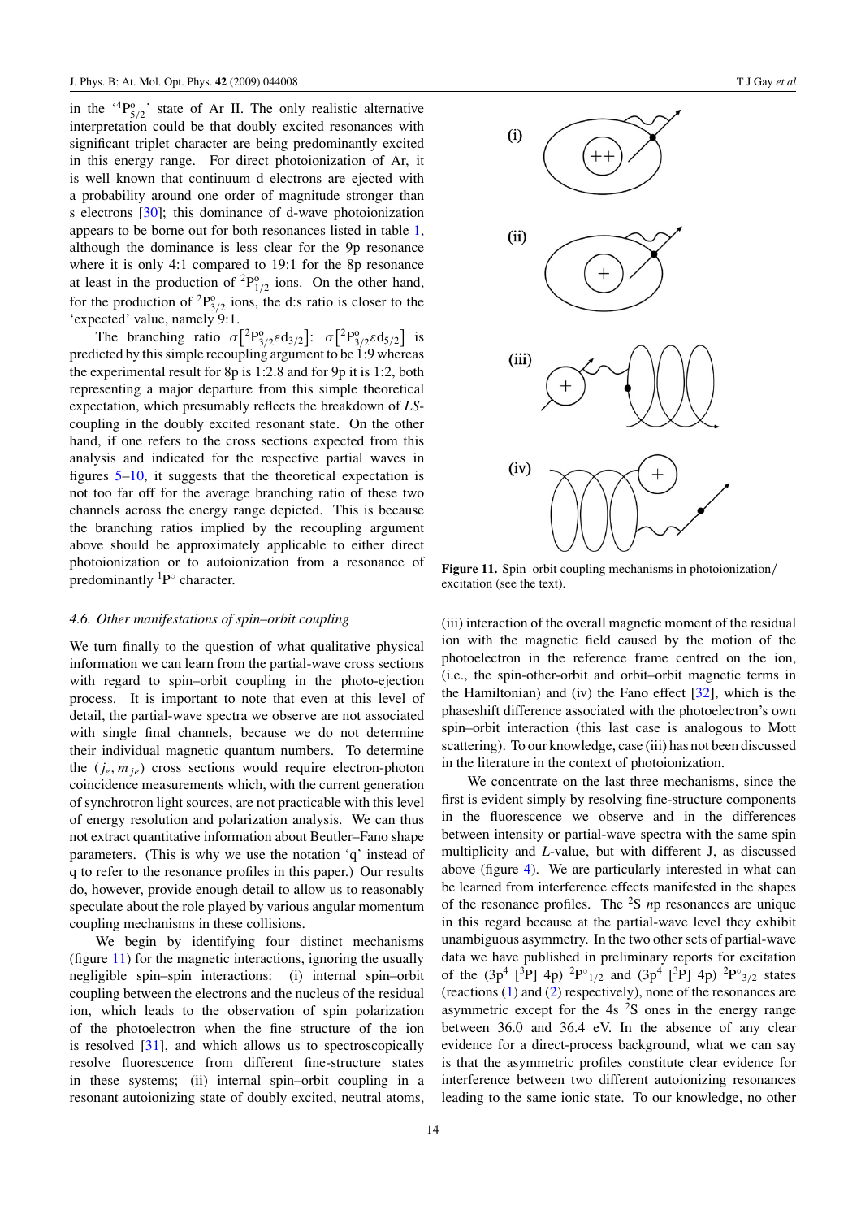in the '${}^4P^o_{5/2}$' state of Ar II. The only realistic alternative interpretation could be that doubly excited resonances with significant triplet character are being predominantly excited in this energy range. For direct photoionization of Ar, it is well known that continuum d electrons are ejected with a probability around one order of magnitude stronger than s electrons [30]; this dominance of d-wave photoionization appears to be borne out for both resonances listed in table 1, although the dominance is less clear for the 9p resonance where it is only 4:1 compared to 19:1 for the 8p resonance at least in the production of ${}^2P^o_{1/2}$ ions. On the other hand, for the production of ${}^2P^o_{3/2}$ ions, the d:s ratio is closer to the 'expected' value, namely 9:1.

The branching ratio $\sigma[{}^2P^o_{3/2}\varepsilon d_{3/2}]$: $\sigma[{}^2P^o_{3/2}\varepsilon d_{5/2}]$ is predicted by this simple recoupling argument to be 1:9 whereas the experimental result for 8p is 1:2.8 and for 9p it is 1:2, both representing a major departure from this simple theoretical expectation, which presumably reflects the breakdown of *LS*-coupling in the doubly excited resonant state. On the other hand, if one refers to the cross sections expected from this analysis and indicated for the respective partial waves in figures 5–10, it suggests that the theoretical expectation is not too far off for the average branching ratio of these two channels across the energy range depicted. This is because the branching ratios implied by the recoupling argument above should be approximately applicable to either direct photoionization or to autoionization from a resonance of predominantly ${}^1P^\circ$ character.

### 4.6. Other manifestations of spin–orbit coupling

We turn finally to the question of what qualitative physical information we can learn from the partial-wave cross sections with regard to spin–orbit coupling in the photo-ejection process. It is important to note that even at this level of detail, the partial-wave spectra we observe are not associated with single final channels, because we do not determine their individual magnetic quantum numbers. To determine the $(j_e, m_{je})$ cross sections would require electron-photon coincidence measurements which, with the current generation of synchrotron light sources, are not practicable with this level of energy resolution and polarization analysis. We can thus not extract quantitative information about Beutler–Fano shape parameters. (This is why we use the notation 'q' instead of q to refer to the resonance profiles in this paper.) Our results do, however, provide enough detail to allow us to reasonably speculate about the role played by various angular momentum coupling mechanisms in these collisions.

We begin by identifying four distinct mechanisms (figure 11) for the magnetic interactions, ignoring the usually negligible spin–spin interactions: (i) internal spin–orbit coupling between the electrons and the nucleus of the residual ion, which leads to the observation of spin polarization of the photoelectron when the fine structure of the ion is resolved [31], and which allows us to spectroscopically resolve fluorescence from different fine-structure states in these systems; (ii) internal spin–orbit coupling in a resonant autoionizing state of doubly excited, neutral atoms, (iii) interaction of the overall magnetic moment of the residual ion with the magnetic field caused by the motion of the photoelectron in the reference frame centred on the ion, (i.e., the spin-other-orbit and orbit–orbit magnetic terms in the Hamiltonian) and (iv) the Fano effect [32], which is the phaseshift difference associated with the photoelectron's own spin–orbit interaction (this last case is analogous to Mott scattering). To our knowledge, case (iii) has not been discussed in the literature in the context of photoionization.

**Figure 11.** Spin–orbit coupling mechanisms in photoionization/excitation (see the text).

We concentrate on the last three mechanisms, since the first is evident simply by resolving fine-structure components in the fluorescence we observe and in the differences between intensity or partial-wave spectra with the same spin multiplicity and *L*-value, but with different J, as discussed above (figure 4). We are particularly interested in what can be learned from interference effects manifested in the shapes of the resonance profiles. The ${}^2S$ *n*p resonances are unique in this regard because at the partial-wave level they exhibit unambiguous asymmetry. In the two other sets of partial-wave data we have published in preliminary reports for excitation of the ($3p^4$ [${}^3P$] 4p) ${}^2P^\circ{}_{1/2}$ and ($3p^4$ [${}^3P$] 4p) ${}^2P^\circ{}_{3/2}$ states (reactions (1) and (2) respectively), none of the resonances are asymmetric except for the 4s ${}^2S$ ones in the energy range between 36.0 and 36.4 eV. In the absence of any clear evidence for a direct-process background, what we can say is that the asymmetric profiles constitute clear evidence for interference between two different autoionizing resonances leading to the same ionic state. To our knowledge, no other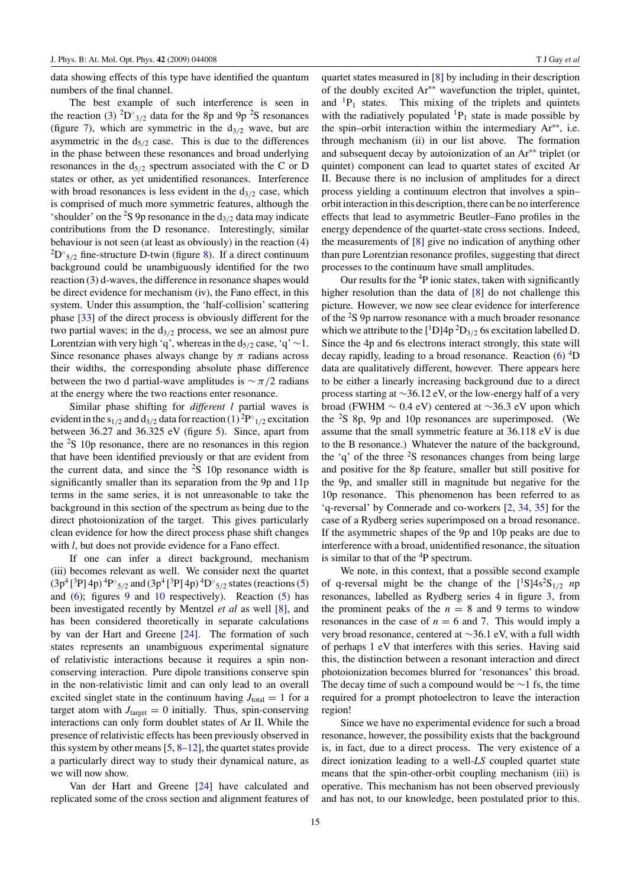data showing effects of this type have identified the quantum numbers of the final channel.

The best example of such interference is seen in the reaction (3) $^2D^\circ_{3/2}$ data for the 8p and 9p $^2S$ resonances (figure 7), which are symmetric in the $d_{3/2}$ wave, but are asymmetric in the $d_{5/2}$ case. This is due to the differences in the phase between these resonances and broad underlying resonances in the $d_{5/2}$ spectrum associated with the C or D states or other, as yet unidentified resonances. Interference with broad resonances is less evident in the $d_{3/2}$ case, which is comprised of much more symmetric features, although the 'shoulder' on the $^2S$ 9p resonance in the $d_{3/2}$ data may indicate contributions from the D resonance. Interestingly, similar behaviour is not seen (at least as obviously) in the reaction (4) $^2D^\circ_{5/2}$ fine-structure D-twin (figure 8). If a direct continuum background could be unambiguously identified for the two reaction (3) d-waves, the difference in resonance shapes would be direct evidence for mechanism (iv), the Fano effect, in this system. Under this assumption, the 'half-collision' scattering phase [33] of the direct process is obviously different for the two partial waves; in the $d_{3/2}$ process, we see an almost pure Lorentzian with very high '$q$', whereas in the $d_{5/2}$ case, '$q$' $\sim 1$. Since resonance phases always change by $\pi$ radians across their widths, the corresponding absolute phase difference between the two d partial-wave amplitudes is $\sim \pi/2$ radians at the energy where the two reactions enter resonance.

Similar phase shifting for *different* $l$ partial waves is evident in the $s_{1/2}$ and $d_{3/2}$ data for reaction (1) $^2P^\circ_{1/2}$ excitation between 36.27 and 36.325 eV (figure 5). Since, apart from the $^2S$ 10p resonance, there are no resonances in this region that have been identified previously or that are evident from the current data, and since the $^2S$ 10p resonance width is significantly smaller than its separation from the 9p and 11p terms in the same series, it is not unreasonable to take the background in this section of the spectrum as being due to the direct photoionization of the target. This gives particularly clean evidence for how the direct process phase shift changes with $l$, but does not provide evidence for a Fano effect.

If one can infer a direct background, mechanism (iii) becomes relevant as well. We consider next the quartet $(3p^4\,[^3P]\,4p)\,^4P^\circ_{5/2}$ and $(3p^4\,[^3P]\,4p)\,^4D^\circ_{5/2}$ states (reactions (5) and (6); figures 9 and 10 respectively). Reaction (5) has been investigated recently by Mentzel *et al* as well [8], and has been considered theoretically in separate calculations by van der Hart and Greene [24]. The formation of such states represents an unambiguous experimental signature of relativistic interactions because it requires a spin non-conserving interaction. Pure dipole transitions conserve spin in the non-relativistic limit and can only lead to an overall excited singlet state in the continuum having $J_{\text{total}} = 1$ for a target atom with $J_{\text{target}} = 0$ initially. Thus, spin-conserving interactions can only form doublet states of Ar II. While the presence of relativistic effects has been previously observed in this system by other means [5, 8–12], the quartet states provide a particularly direct way to study their dynamical nature, as we will now show.

Van der Hart and Greene [24] have calculated and replicated some of the cross section and alignment features of quartet states measured in [8] by including in their description of the doubly excited Ar** wavefunction the triplet, quintet, and $^1P_1$ states. This mixing of the triplets and quintets with the radiatively populated $^1P_1$ state is made possible by the spin–orbit interaction within the intermediary Ar**, i.e. through mechanism (ii) in our list above. The formation and subsequent decay by autoionization of an Ar** triplet (or quintet) component can lead to quartet states of excited Ar II. Because there is no inclusion of amplitudes for a direct process yielding a continuum electron that involves a spin–orbit interaction in this description, there can be no interference effects that lead to asymmetric Beutler–Fano profiles in the energy dependence of the quartet-state cross sections. Indeed, the measurements of [8] give no indication of anything other than pure Lorentzian resonance profiles, suggesting that direct processes to the continuum have small amplitudes.

Our results for the $^4P$ ionic states, taken with significantly higher resolution than the data of [8] do not challenge this picture. However, we now see clear evidence for interference of the $^2S$ 9p narrow resonance with a much broader resonance which we attribute to the $[^1D]4p\,^2D_{3/2}$ 6s excitation labelled D. Since the 4p and 6s electrons interact strongly, this state will decay rapidly, leading to a broad resonance. Reaction (6) $^4D$ data are qualitatively different, however. There appears here to be either a linearly increasing background due to a direct process starting at ~36.12 eV, or the low-energy half of a very broad (FWHM ~ 0.4 eV) centered at ~36.3 eV upon which the $^2S$ 8p, 9p and 10p resonances are superimposed. (We assume that the small symmetric feature at 36.118 eV is due to the B resonance.) Whatever the nature of the background, the '$q$' of the three $^2S$ resonances changes from being large and positive for the 8p feature, smaller but still positive for the 9p, and smaller still in magnitude but negative for the 10p resonance. This phenomenon has been referred to as '$q$-reversal' by Connerade and co-workers [2, 34, 35] for the case of a Rydberg series superimposed on a broad resonance. If the asymmetric shapes of the 9p and 10p peaks are due to interference with a broad, unidentified resonance, the situation is similar to that of the $^4P$ spectrum.

We note, in this context, that a possible second example of $q$-reversal might be the change of the $[^1S]4s^2S_{1/2}$ $n$p resonances, labelled as Rydberg series 4 in figure 3, from the prominent peaks of the $n = 8$ and 9 terms to window resonances in the case of $n = 6$ and 7. This would imply a very broad resonance, centered at ~36.1 eV, with a full width of perhaps 1 eV that interferes with this series. Having said this, the distinction between a resonant interaction and direct photoionization becomes blurred for 'resonances' this broad. The decay time of such a compound would be ~1 fs, the time required for a prompt photoelectron to leave the interaction region!

Since we have no experimental evidence for such a broad resonance, however, the possibility exists that the background is, in fact, due to a direct process. The very existence of a direct ionization leading to a well-*LS* coupled quartet state means that the spin-other-orbit coupling mechanism (iii) is operative. This mechanism has not been observed previously and has not, to our knowledge, been postulated prior to this.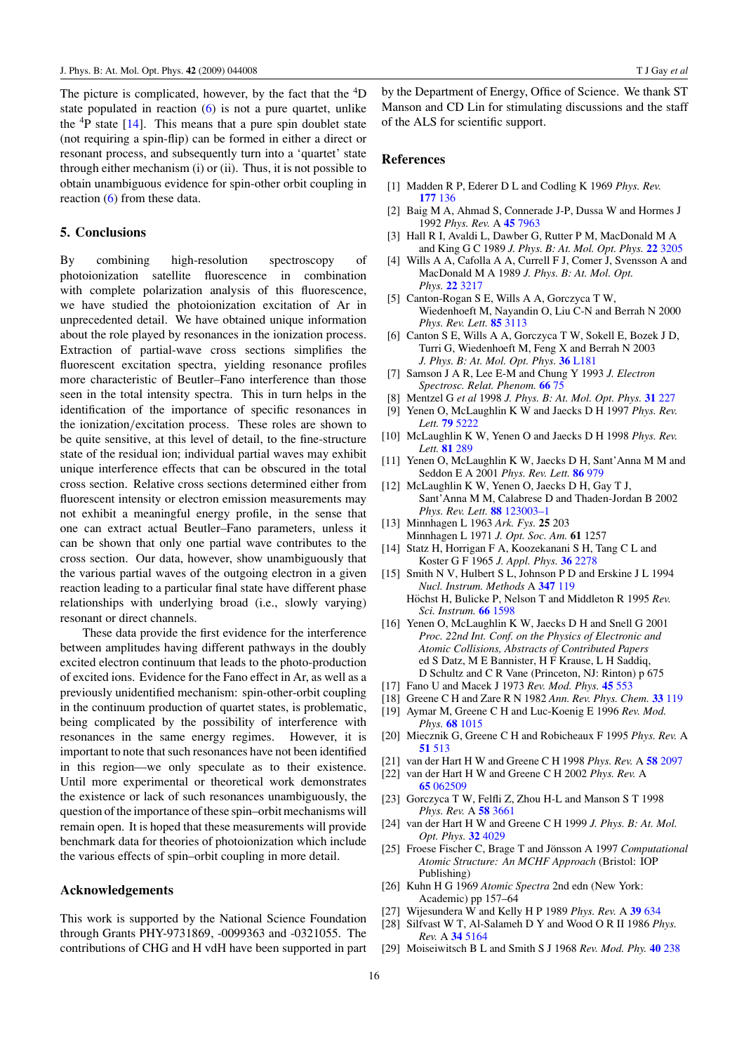The picture is complicated, however, by the fact that the $^4$D state populated in reaction (6) is not a pure quartet, unlike the $^4$P state [14]. This means that a pure spin doublet state (not requiring a spin-flip) can be formed in either a direct or resonant process, and subsequently turn into a 'quartet' state through either mechanism (i) or (ii). Thus, it is not possible to obtain unambiguous evidence for spin-other orbit coupling in reaction (6) from these data.

## 5. Conclusions

By combining high-resolution spectroscopy of photoionization satellite fluorescence in combination with complete polarization analysis of this fluorescence, we have studied the photoionization excitation of Ar in unprecedented detail. We have obtained unique information about the role played by resonances in the ionization process. Extraction of partial-wave cross sections simplifies the fluorescent excitation spectra, yielding resonance profiles more characteristic of Beutler–Fano interference than those seen in the total intensity spectra. This in turn helps in the identification of the importance of specific resonances in the ionization/excitation process. These roles are shown to be quite sensitive, at this level of detail, to the fine-structure state of the residual ion; individual partial waves may exhibit unique interference effects that can be obscured in the total cross section. Relative cross sections determined either from fluorescent intensity or electron emission measurements may not exhibit a meaningful energy profile, in the sense that one can extract actual Beutler–Fano parameters, unless it can be shown that only one partial wave contributes to the cross section. Our data, however, show unambiguously that the various partial waves of the outgoing electron in a given reaction leading to a particular final state have different phase relationships with underlying broad (i.e., slowly varying) resonant or direct channels.

These data provide the first evidence for the interference between amplitudes having different pathways in the doubly excited electron continuum that leads to the photo-production of excited ions. Evidence for the Fano effect in Ar, as well as a previously unidentified mechanism: spin-other-orbit coupling in the continuum production of quartet states, is problematic, being complicated by the possibility of interference with resonances in the same energy regimes. However, it is important to note that such resonances have not been identified in this region—we only speculate as to their existence. Until more experimental or theoretical work demonstrates the existence or lack of such resonances unambiguously, the question of the importance of these spin–orbit mechanisms will remain open. It is hoped that these measurements will provide benchmark data for theories of photoionization which include the various effects of spin–orbit coupling in more detail.

## Acknowledgements

This work is supported by the National Science Foundation through Grants PHY-9731869, -0099363 and -0321055. The contributions of CHG and H vdH have been supported in part by the Department of Energy, Office of Science. We thank ST Manson and CD Lin for stimulating discussions and the staff of the ALS for scientific support.

## References

[1] Madden R P, Ederer D L and Codling K 1969 *Phys. Rev.* **177** 136

[2] Baig M A, Ahmad S, Connerade J-P, Dussa W and Hormes J 1992 *Phys. Rev.* A **45** 7963

[3] Hall R I, Avaldi L, Dawber G, Rutter P M, MacDonald M A and King G C 1989 *J. Phys. B: At. Mol. Opt. Phys.* **22** 3205

[4] Wills A A, Cafolla A A, Currell F J, Comer J, Svensson A and MacDonald M A 1989 *J. Phys. B: At. Mol. Opt. Phys.* **22** 3217

[5] Canton-Rogan S E, Wills A A, Gorczyca T W, Wiedenhoeft M, Nayandin O, Liu C-N and Berrah N 2000 *Phys. Rev. Lett.* **85** 3113

[6] Canton S E, Wills A A, Gorczyca T W, Sokell E, Bozek J D, Turri G, Wiedenhoeft M, Feng X and Berrah N 2003 *J. Phys. B: At. Mol. Opt. Phys.* **36** L181

[7] Samson J A R, Lee E-M and Chung Y 1993 *J. Electron Spectrosc. Relat. Phenom.* **66** 75

[8] Mentzel G *et al* 1998 *J. Phys. B: At. Mol. Opt. Phys.* **31** 227

[9] Yenen O, McLaughlin K W and Jaecks D H 1997 *Phys. Rev. Lett.* **79** 5222

[10] McLaughlin K W, Yenen O and Jaecks D H 1998 *Phys. Rev. Lett.* **81** 289

[11] Yenen O, McLaughlin K W, Jaecks D H, Sant'Anna M M and Seddon E A 2001 *Phys. Rev. Lett.* **86** 979

[12] McLaughlin K W, Yenen O, Jaecks D H, Gay T J, Sant'Anna M M, Calabrese D and Thaden-Jordan B 2002 *Phys. Rev. Lett.* **88** 123003–1

[13] Minnhagen L 1963 *Ark. Fys.* **25** 203
Minnhagen L 1971 *J. Opt. Soc. Am.* **61** 1257

[14] Statz H, Horrigan F A, Koozekanani S H, Tang C L and Koster G F 1965 *J. Appl. Phys.* **36** 2278

[15] Smith N V, Hulbert S L, Johnson P D and Erskine J L 1994 *Nucl. Instrum. Methods* A **347** 119
Höchst H, Bulicke P, Nelson T and Middleton R 1995 *Rev. Sci. Instrum.* **66** 1598

[16] Yenen O, McLaughlin K W, Jaecks D H and Snell G 2001 *Proc. 22nd Int. Conf. on the Physics of Electronic and Atomic Collisions, Abstracts of Contributed Papers* ed S Datz, M E Bannister, H F Krause, L H Saddiq, D Schultz and C R Vane (Princeton, NJ: Rinton) p 675

[17] Fano U and Macek J 1973 *Rev. Mod. Phys.* **45** 553

[18] Greene C H and Zare R N 1982 *Ann. Rev. Phys. Chem.* **33** 119

[19] Aymar M, Greene C H and Luc-Koenig E 1996 *Rev. Mod. Phys.* **68** 1015

[20] Miecznik G, Greene C H and Robicheaux F 1995 *Phys. Rev.* A **51** 513

[21] van der Hart H W and Greene C H 1998 *Phys. Rev.* A **58** 2097

[22] van der Hart H W and Greene C H 2002 *Phys. Rev.* A **65** 062509

[23] Gorczyca T W, Felfli Z, Zhou H-L and Manson S T 1998 *Phys. Rev.* A **58** 3661

[24] van der Hart H W and Greene C H 1999 *J. Phys. B: At. Mol. Opt. Phys.* **32** 4029

[25] Froese Fischer C, Brage T and Jönsson A 1997 *Computational Atomic Structure: An MCHF Approach* (Bristol: IOP Publishing)

[26] Kuhn H G 1969 *Atomic Spectra* 2nd edn (New York: Academic) pp 157–64

[27] Wijesundera W and Kelly H P 1989 *Phys. Rev.* A **39** 634

[28] Silfvast W T, Al-Salameh D Y and Wood O R II 1986 *Phys. Rev.* A **34** 5164

[29] Moiseiwitsch B L and Smith S J 1968 *Rev. Mod. Phy.* **40** 238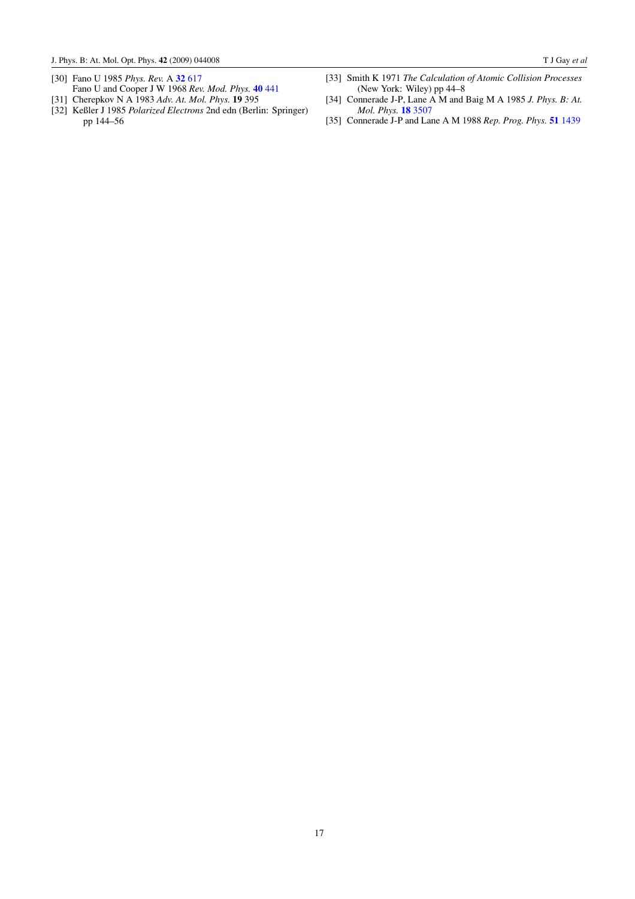[30] Fano U 1985 *Phys. Rev.* A **32** 617
Fano U and Cooper J W 1968 *Rev. Mod. Phys.* **40** 441

[31] Cherepkov N A 1983 *Adv. At. Mol. Phys.* **19** 395

[32] Keßler J 1985 *Polarized Electrons* 2nd edn (Berlin: Springer) pp 144–56

[33] Smith K 1971 *The Calculation of Atomic Collision Processes* (New York: Wiley) pp 44–8

[34] Connerade J-P, Lane A M and Baig M A 1985 *J. Phys. B: At. Mol. Phys.* **18** 3507

[35] Connerade J-P and Lane A M 1988 *Rep. Prog. Phys.* **51** 1439